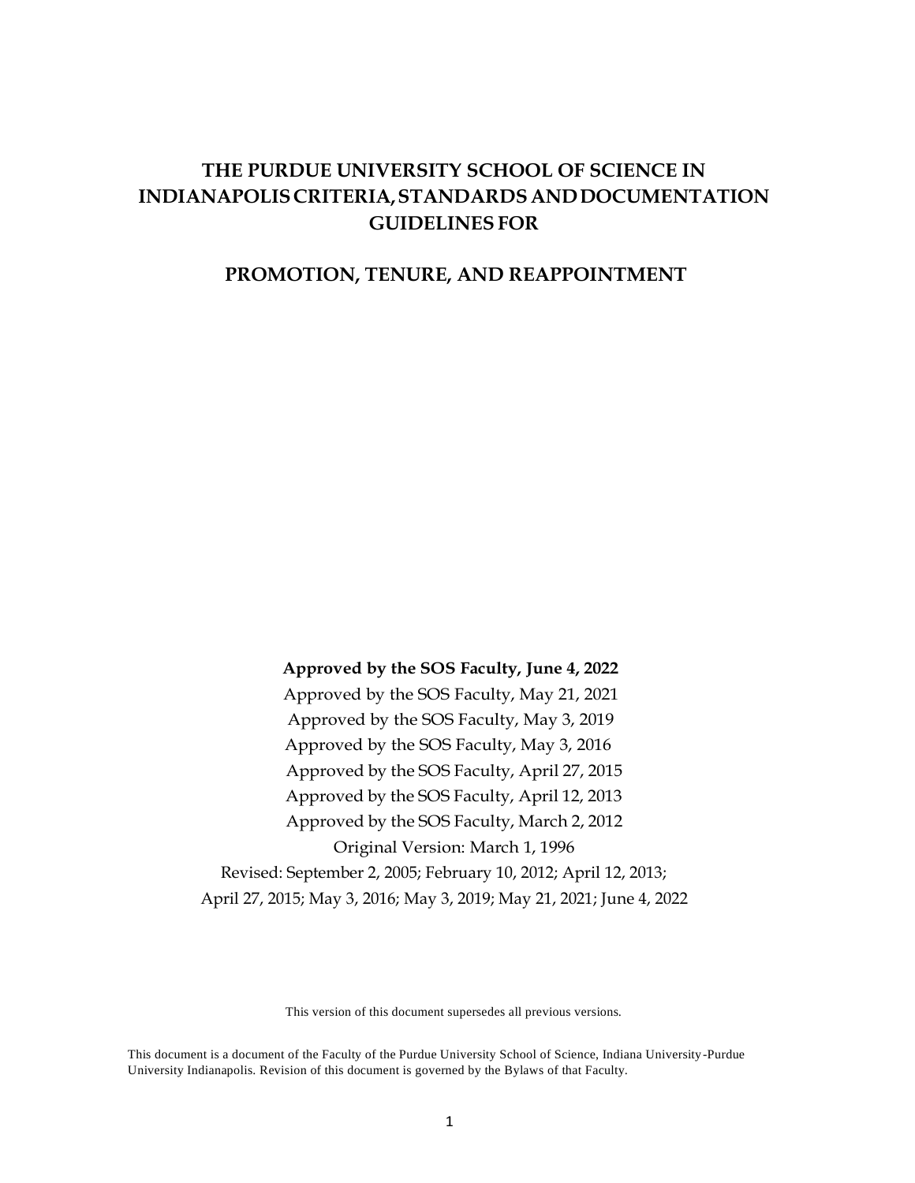# THE PURDUE UNIVERSITY SCHOOL OF SCIENCE IN INDIANAPOLIS CRITERIA, STANDARDS AND DOCUMENTATION GUIDELINES FOR

# PROMOTION, TENURE, AND REAPPOINTMENT

**Approved by the SOS Faculty, June 4, 2022**

Approved by the SOS Faculty, May 21, 2021

Approved by the SOS Faculty, May 3, 2019

Approved by the SOS Faculty, May 3, 2016

Approved by the SOS Faculty, April 27, 2015

Approved by the SOS Faculty, April 12, 2013

Approved by the SOS Faculty, March 2, 2012

Original Version: March 1, 1996

Revised: September 2, 2005; February 10, 2012; April 12, 2013; April 27, 2015; May 3, 2016; May 3, 2019; May 21, 2021; June 4, 2022

This version of this document supersedes all previous versions.

This document is a document of the Faculty of the Purdue University School of Science, Indiana University-Purdue University Indianapolis. Revision of this document is governed by the Bylaws of that Faculty.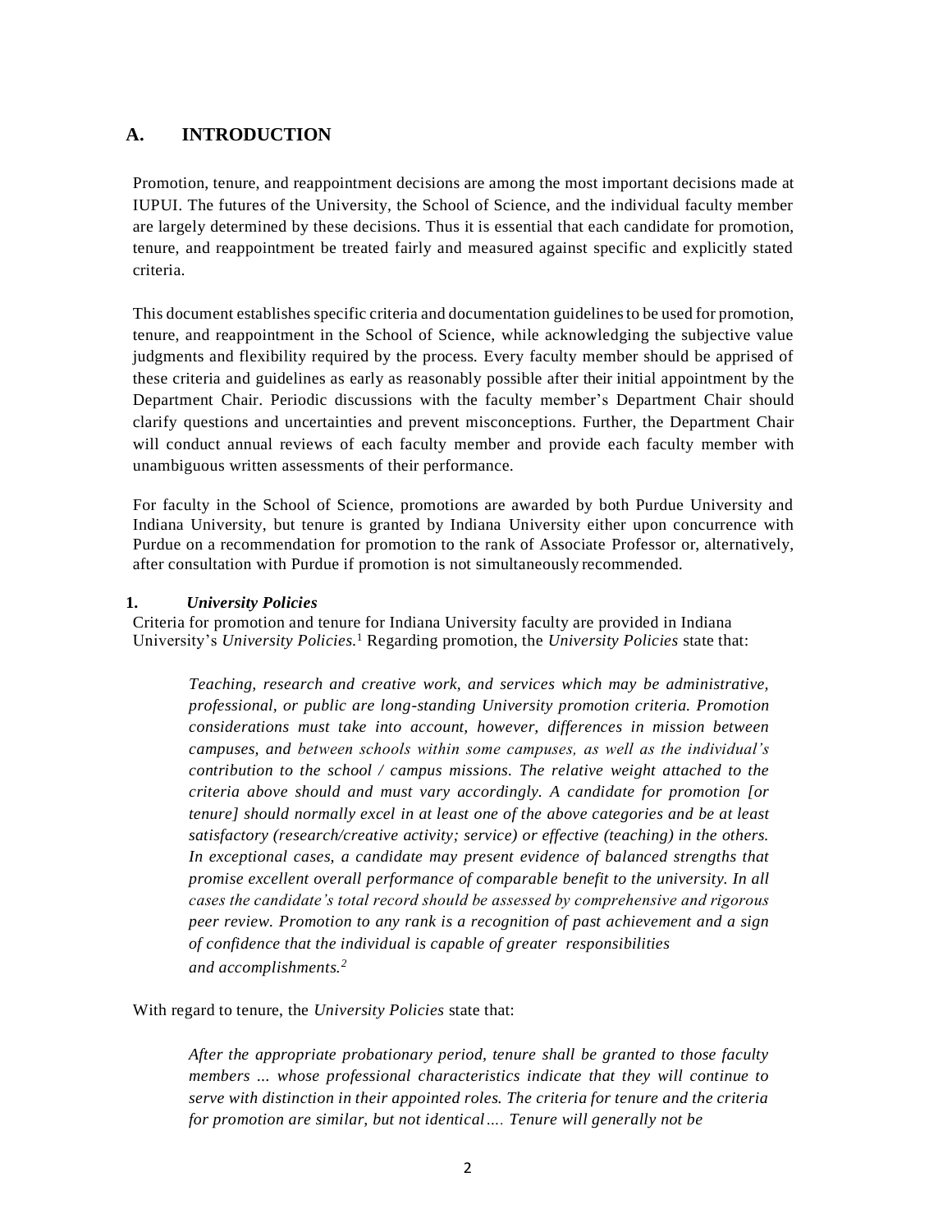## A. INTRODUCTION

Promotion, tenure, and reappointment decisions are among the most important decisions made at IUPUI. The futures of the University, the School of Science, and the individual faculty member are largely determined by these decisions. Thus it is essential that each candidate for promotion, tenure, and reappointment be treated fairly and measured against specific and explicitly stated criteria.

This document establishes specific criteria and documentation guidelines to be used for promotion, tenure, and reappointment in the School of Science, while acknowledging the subjective value judgments and flexibility required by the process. Every faculty member should be apprised of these criteria and guidelines as early as reasonably possible after their initial appointment by the Department Chair. Periodic discussions with the faculty member's Department Chair should clarify questions and uncertainties and prevent misconceptions. Further, the Department Chair will conduct annual reviews of each faculty member and provide each faculty member with unambiguous written assessments of their performance.

For faculty in the School of Science, promotions are awarded by both Purdue University and Indiana University, but tenure is granted by Indiana University either upon concurrence with Purdue on a recommendation for promotion to the rank of Associate Professor or, alternatively, after consultation with Purdue if promotion is not simultaneously recommended.

### 1. *University Policies*

Criteria for promotion and tenure for Indiana University faculty are provided in Indiana University's *University Policies.*[1] Regarding promotion, the *University Policies* state that:

> *Teaching, research and creative work, and services which may be administrative, professional, or public are long-standing University promotion criteria. Promotion considerations must take into account, however, differences in mission between campuses, and between schools within some campuses, as well as the individual's contribution to the school / campus missions. The relative weight attached to the criteria above should and must vary accordingly. A candidate for promotion [or tenure] should normally excel in at least one of the above categories and be at least satisfactory (research/creative activity; service) or effective (teaching) in the others. In exceptional cases, a candidate may present evidence of balanced strengths that promise excellent overall performance of comparable benefit to the university. In all cases the candidate's total record should be assessed by comprehensive and rigorous peer review. Promotion to any rank is a recognition of past achievement and a sign of confidence that the individual is capable of greater responsibilities and accomplishments.*[2]

With regard to tenure, the *University Policies* state that:

> *After the appropriate probationary period, tenure shall be granted to those faculty members ... whose professional characteristics indicate that they will continue to serve with distinction in their appointed roles. The criteria for tenure and the criteria for promotion are similar, but not identical.... Tenure will generally not be*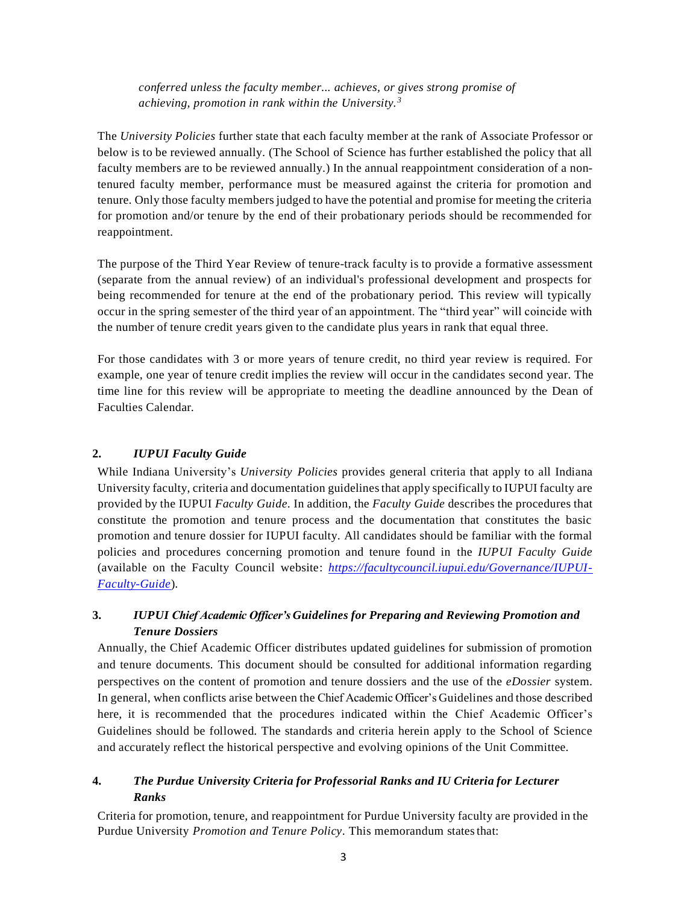*conferred unless the faculty member... achieves, or gives strong promise of achieving, promotion in rank within the University.*[3]

The *University Policies* further state that each faculty member at the rank of Associate Professor or below is to be reviewed annually. (The School of Science has further established the policy that all faculty members are to be reviewed annually.) In the annual reappointment consideration of a non-tenured faculty member, performance must be measured against the criteria for promotion and tenure. Only those faculty members judged to have the potential and promise for meeting the criteria for promotion and/or tenure by the end of their probationary periods should be recommended for reappointment.

The purpose of the Third Year Review of tenure-track faculty is to provide a formative assessment (separate from the annual review) of an individual's professional development and prospects for being recommended for tenure at the end of the probationary period. This review will typically occur in the spring semester of the third year of an appointment. The "third year" will coincide with the number of tenure credit years given to the candidate plus years in rank that equal three.

For those candidates with 3 or more years of tenure credit, no third year review is required. For example, one year of tenure credit implies the review will occur in the candidates second year. The time line for this review will be appropriate to meeting the deadline announced by the Dean of Faculties Calendar.

### 2. *IUPUI Faculty Guide*

While Indiana University's *University Policies* provides general criteria that apply to all Indiana University faculty, criteria and documentation guidelines that apply specifically to IUPUI faculty are provided by the IUPUI *Faculty Guide*. In addition, the *Faculty Guide* describes the procedures that constitute the promotion and tenure process and the documentation that constitutes the basic promotion and tenure dossier for IUPUI faculty. All candidates should be familiar with the formal policies and procedures concerning promotion and tenure found in the *IUPUI Faculty Guide* (available on the Faculty Council website: *https://facultycouncil.iupui.edu/Governance/IUPUI-Faculty-Guide*).

### 3. *IUPUI Chief Academic Officer's Guidelines for Preparing and Reviewing Promotion and Tenure Dossiers*

Annually, the Chief Academic Officer distributes updated guidelines for submission of promotion and tenure documents. This document should be consulted for additional information regarding perspectives on the content of promotion and tenure dossiers and the use of the *eDossier* system. In general, when conflicts arise between the Chief Academic Officer's Guidelines and those described here, it is recommended that the procedures indicated within the Chief Academic Officer's Guidelines should be followed. The standards and criteria herein apply to the School of Science and accurately reflect the historical perspective and evolving opinions of the Unit Committee.

### 4. *The Purdue University Criteria for Professorial Ranks and IU Criteria for Lecturer Ranks*

Criteria for promotion, tenure, and reappointment for Purdue University faculty are provided in the Purdue University *Promotion and Tenure Policy*. This memorandum states that: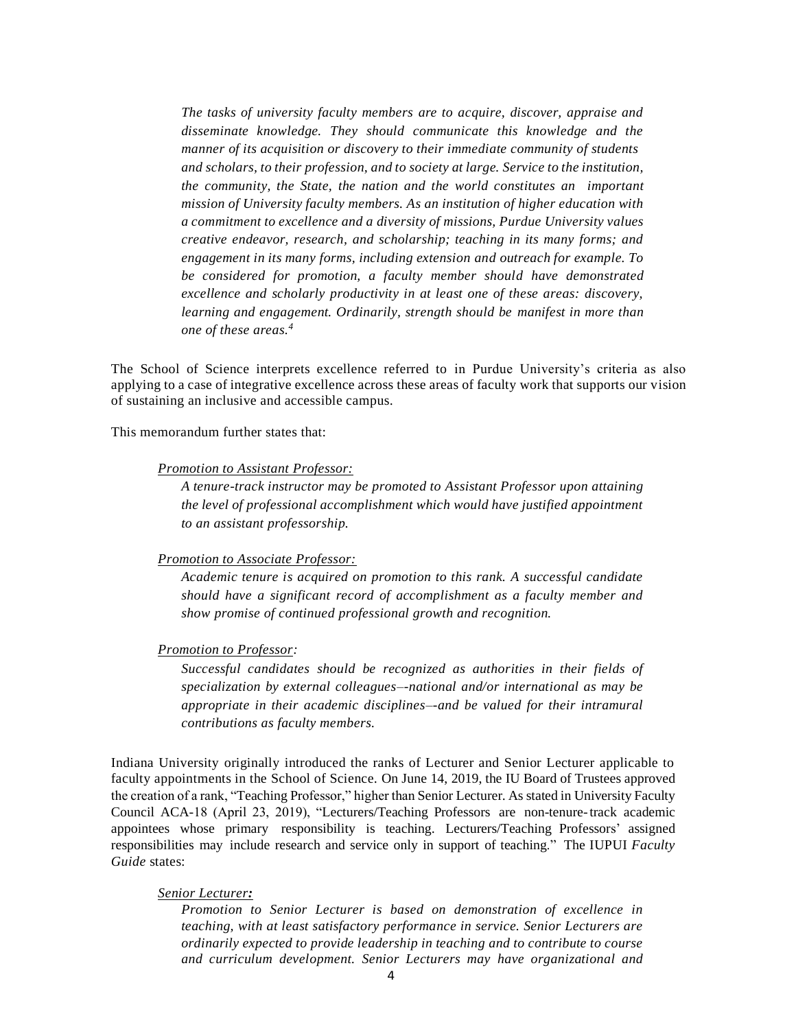> *The tasks of university faculty members are to acquire, discover, appraise and disseminate knowledge. They should communicate this knowledge and the manner of its acquisition or discovery to their immediate community of students and scholars, to their profession, and to society at large. Service to the institution, the community, the State, the nation and the world constitutes an important mission of University faculty members. As an institution of higher education with a commitment to excellence and a diversity of missions, Purdue University values creative endeavor, research, and scholarship; teaching in its many forms; and engagement in its many forms, including extension and outreach for example. To be considered for promotion, a faculty member should have demonstrated excellence and scholarly productivity in at least one of these areas: discovery, learning and engagement. Ordinarily, strength should be manifest in more than one of these areas.*[4]

The School of Science interprets excellence referred to in Purdue University's criteria as also applying to a case of integrative excellence across these areas of faculty work that supports our vision of sustaining an inclusive and accessible campus.

This memorandum further states that:

> *Promotion to Assistant Professor:*
>
> *A tenure-track instructor may be promoted to Assistant Professor upon attaining the level of professional accomplishment which would have justified appointment to an assistant professorship.*
>
> *Promotion to Associate Professor:*
>
> *Academic tenure is acquired on promotion to this rank. A successful candidate should have a significant record of accomplishment as a faculty member and show promise of continued professional growth and recognition.*
>
> *Promotion to Professor:*
>
> *Successful candidates should be recognized as authorities in their fields of specialization by external colleagues–-national and/or international as may be appropriate in their academic disciplines–-and be valued for their intramural contributions as faculty members.*

Indiana University originally introduced the ranks of Lecturer and Senior Lecturer applicable to faculty appointments in the School of Science. On June 14, 2019, the IU Board of Trustees approved the creation of a rank, "Teaching Professor," higher than Senior Lecturer. As stated in University Faculty Council ACA-18 (April 23, 2019), "Lecturers/Teaching Professors are non-tenure-track academic appointees whose primary responsibility is teaching. Lecturers/Teaching Professors' assigned responsibilities may include research and service only in support of teaching." The IUPUI *Faculty Guide* states:

> ***Senior Lecturer:***
>
> *Promotion to Senior Lecturer is based on demonstration of excellence in teaching, with at least satisfactory performance in service. Senior Lecturers are ordinarily expected to provide leadership in teaching and to contribute to course and curriculum development. Senior Lecturers may have organizational and*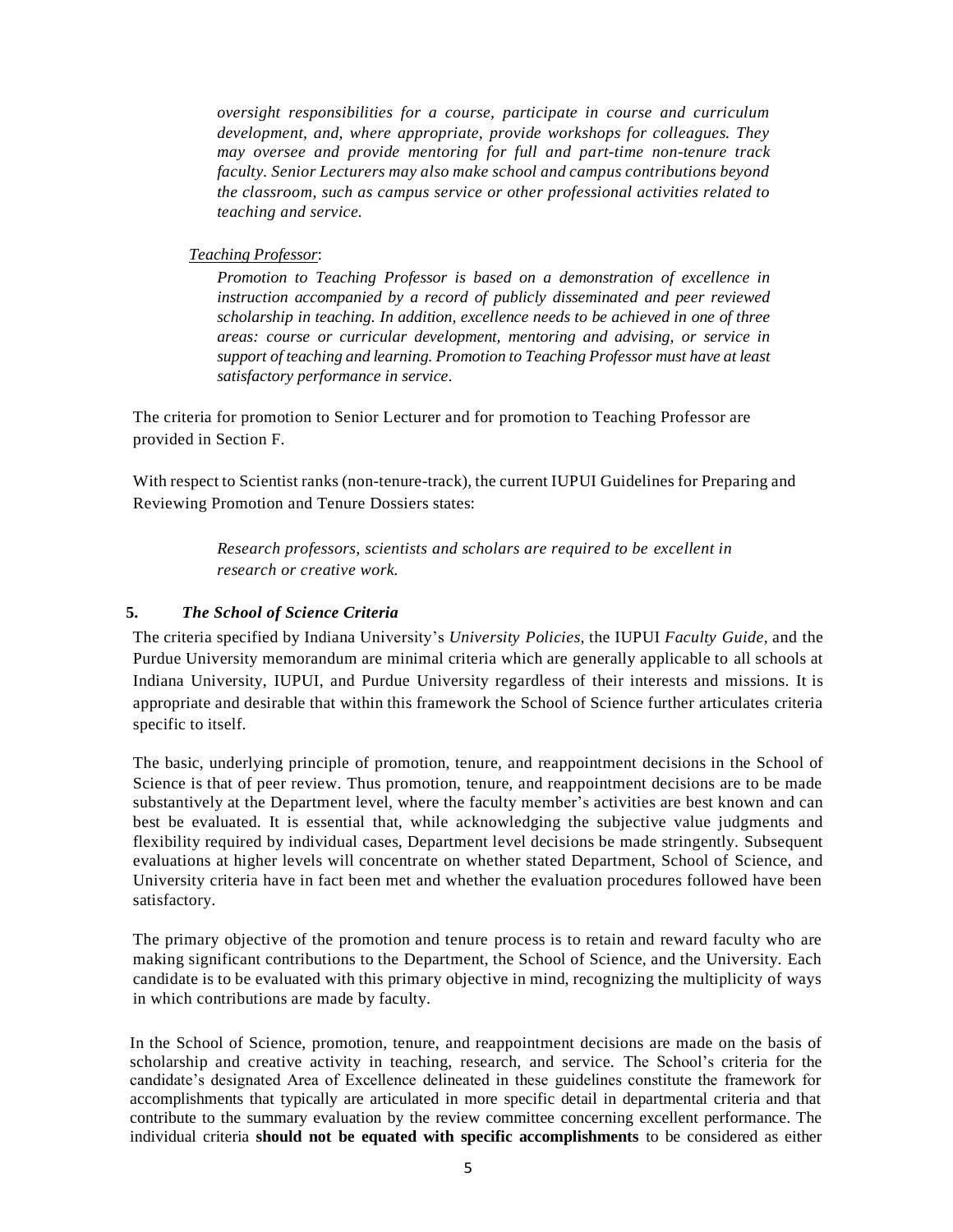*oversight responsibilities for a course, participate in course and curriculum development, and, where appropriate, provide workshops for colleagues. They may oversee and provide mentoring for full and part-time non-tenure track faculty. Senior Lecturers may also make school and campus contributions beyond the classroom, such as campus service or other professional activities related to teaching and service.*

*Teaching Professor*:

*Promotion to Teaching Professor is based on a demonstration of excellence in instruction accompanied by a record of publicly disseminated and peer reviewed scholarship in teaching. In addition, excellence needs to be achieved in one of three areas: course or curricular development, mentoring and advising, or service in support of teaching and learning. Promotion to Teaching Professor must have at least satisfactory performance in service.*

The criteria for promotion to Senior Lecturer and for promotion to Teaching Professor are provided in Section F.

With respect to Scientist ranks (non-tenure-track), the current IUPUI Guidelines for Preparing and Reviewing Promotion and Tenure Dossiers states:

*Research professors, scientists and scholars are required to be excellent in research or creative work.*

### 5. *The School of Science Criteria*

The criteria specified by Indiana University's *University Policies*, the IUPUI *Faculty Guide*, and the Purdue University memorandum are minimal criteria which are generally applicable to all schools at Indiana University, IUPUI, and Purdue University regardless of their interests and missions. It is appropriate and desirable that within this framework the School of Science further articulates criteria specific to itself.

The basic, underlying principle of promotion, tenure, and reappointment decisions in the School of Science is that of peer review. Thus promotion, tenure, and reappointment decisions are to be made substantively at the Department level, where the faculty member's activities are best known and can best be evaluated. It is essential that, while acknowledging the subjective value judgments and flexibility required by individual cases, Department level decisions be made stringently. Subsequent evaluations at higher levels will concentrate on whether stated Department, School of Science, and University criteria have in fact been met and whether the evaluation procedures followed have been satisfactory.

The primary objective of the promotion and tenure process is to retain and reward faculty who are making significant contributions to the Department, the School of Science, and the University. Each candidate is to be evaluated with this primary objective in mind, recognizing the multiplicity of ways in which contributions are made by faculty.

In the School of Science, promotion, tenure, and reappointment decisions are made on the basis of scholarship and creative activity in teaching, research, and service. The School's criteria for the candidate's designated Area of Excellence delineated in these guidelines constitute the framework for accomplishments that typically are articulated in more specific detail in departmental criteria and that contribute to the summary evaluation by the review committee concerning excellent performance. The individual criteria **should not be equated with specific accomplishments** to be considered as either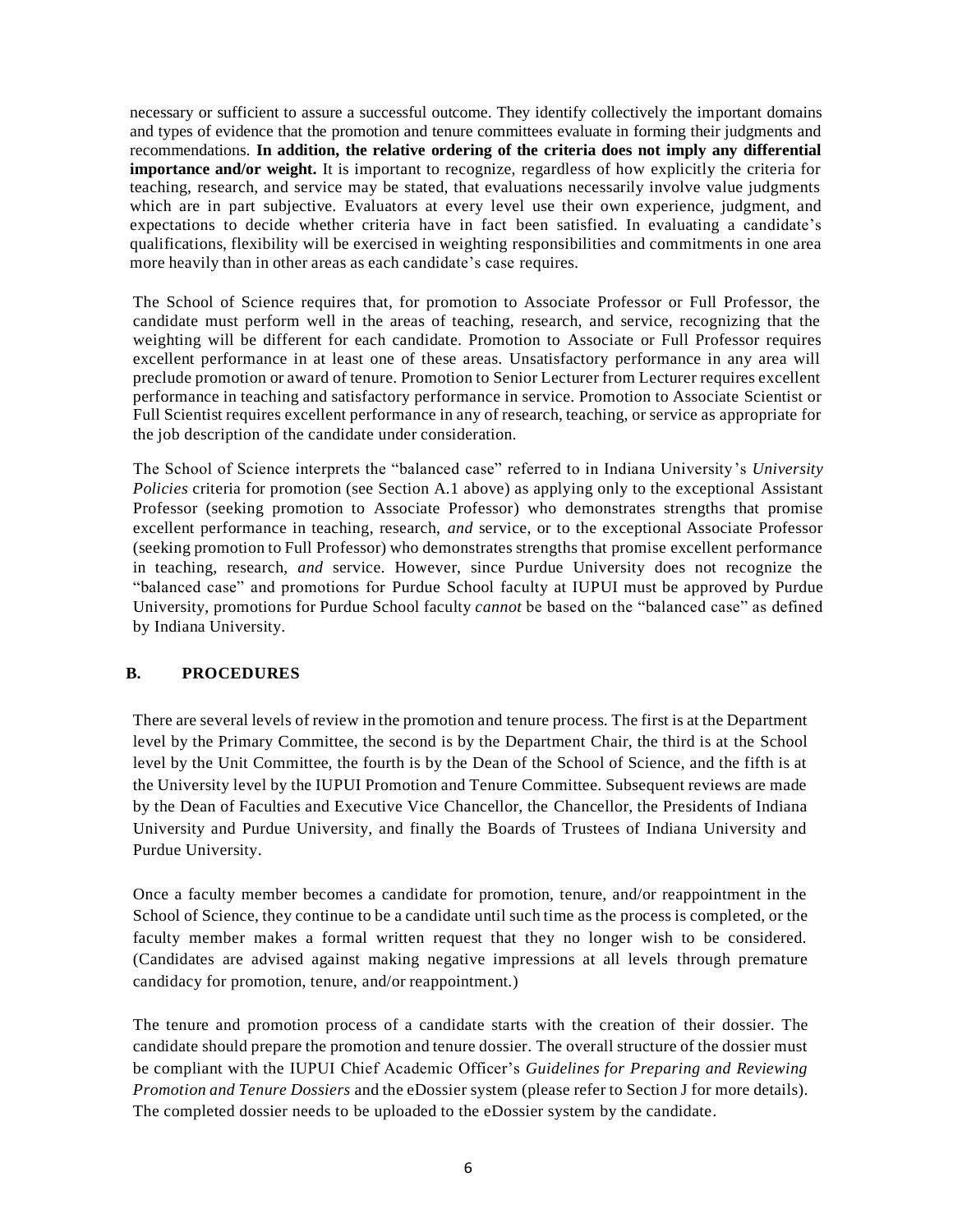necessary or sufficient to assure a successful outcome. They identify collectively the important domains and types of evidence that the promotion and tenure committees evaluate in forming their judgments and recommendations. **In addition, the relative ordering of the criteria does not imply any differential importance and/or weight.** It is important to recognize, regardless of how explicitly the criteria for teaching, research, and service may be stated, that evaluations necessarily involve value judgments which are in part subjective. Evaluators at every level use their own experience, judgment, and expectations to decide whether criteria have in fact been satisfied. In evaluating a candidate's qualifications, flexibility will be exercised in weighting responsibilities and commitments in one area more heavily than in other areas as each candidate's case requires.

The School of Science requires that, for promotion to Associate Professor or Full Professor, the candidate must perform well in the areas of teaching, research, and service, recognizing that the weighting will be different for each candidate. Promotion to Associate or Full Professor requires excellent performance in at least one of these areas. Unsatisfactory performance in any area will preclude promotion or award of tenure. Promotion to Senior Lecturer from Lecturer requires excellent performance in teaching and satisfactory performance in service. Promotion to Associate Scientist or Full Scientist requires excellent performance in any of research, teaching, or service as appropriate for the job description of the candidate under consideration.

The School of Science interprets the "balanced case" referred to in Indiana University's *University Policies* criteria for promotion (see Section A.1 above) as applying only to the exceptional Assistant Professor (seeking promotion to Associate Professor) who demonstrates strengths that promise excellent performance in teaching, research, *and* service, or to the exceptional Associate Professor (seeking promotion to Full Professor) who demonstrates strengths that promise excellent performance in teaching, research, *and* service. However, since Purdue University does not recognize the "balanced case" and promotions for Purdue School faculty at IUPUI must be approved by Purdue University, promotions for Purdue School faculty *cannot* be based on the "balanced case" as defined by Indiana University.

## B. PROCEDURES

There are several levels of review in the promotion and tenure process. The first is at the Department level by the Primary Committee, the second is by the Department Chair, the third is at the School level by the Unit Committee, the fourth is by the Dean of the School of Science, and the fifth is at the University level by the IUPUI Promotion and Tenure Committee. Subsequent reviews are made by the Dean of Faculties and Executive Vice Chancellor, the Chancellor, the Presidents of Indiana University and Purdue University, and finally the Boards of Trustees of Indiana University and Purdue University.

Once a faculty member becomes a candidate for promotion, tenure, and/or reappointment in the School of Science, they continue to be a candidate until such time as the process is completed, or the faculty member makes a formal written request that they no longer wish to be considered. (Candidates are advised against making negative impressions at all levels through premature candidacy for promotion, tenure, and/or reappointment.)

The tenure and promotion process of a candidate starts with the creation of their dossier. The candidate should prepare the promotion and tenure dossier. The overall structure of the dossier must be compliant with the IUPUI Chief Academic Officer's *Guidelines for Preparing and Reviewing Promotion and Tenure Dossiers* and the eDossier system (please refer to Section J for more details). The completed dossier needs to be uploaded to the eDossier system by the candidate.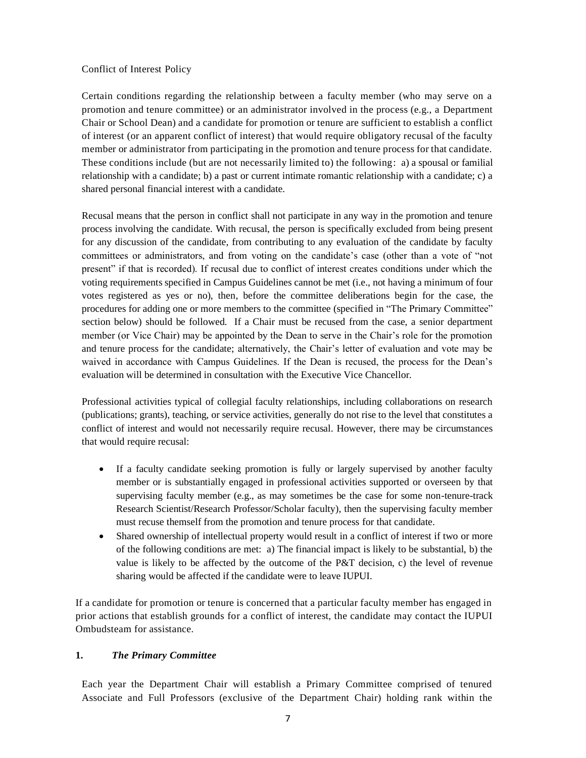Conflict of Interest Policy

Certain conditions regarding the relationship between a faculty member (who may serve on a promotion and tenure committee) or an administrator involved in the process (e.g., a Department Chair or School Dean) and a candidate for promotion or tenure are sufficient to establish a conflict of interest (or an apparent conflict of interest) that would require obligatory recusal of the faculty member or administrator from participating in the promotion and tenure process for that candidate. These conditions include (but are not necessarily limited to) the following: a) a spousal or familial relationship with a candidate; b) a past or current intimate romantic relationship with a candidate; c) a shared personal financial interest with a candidate.

Recusal means that the person in conflict shall not participate in any way in the promotion and tenure process involving the candidate. With recusal, the person is specifically excluded from being present for any discussion of the candidate, from contributing to any evaluation of the candidate by faculty committees or administrators, and from voting on the candidate's case (other than a vote of "not present" if that is recorded). If recusal due to conflict of interest creates conditions under which the voting requirements specified in Campus Guidelines cannot be met (i.e., not having a minimum of four votes registered as yes or no), then, before the committee deliberations begin for the case, the procedures for adding one or more members to the committee (specified in "The Primary Committee" section below) should be followed. If a Chair must be recused from the case, a senior department member (or Vice Chair) may be appointed by the Dean to serve in the Chair's role for the promotion and tenure process for the candidate; alternatively, the Chair's letter of evaluation and vote may be waived in accordance with Campus Guidelines. If the Dean is recused, the process for the Dean's evaluation will be determined in consultation with the Executive Vice Chancellor.

Professional activities typical of collegial faculty relationships, including collaborations on research (publications; grants), teaching, or service activities, generally do not rise to the level that constitutes a conflict of interest and would not necessarily require recusal. However, there may be circumstances that would require recusal:

- If a faculty candidate seeking promotion is fully or largely supervised by another faculty member or is substantially engaged in professional activities supported or overseen by that supervising faculty member (e.g., as may sometimes be the case for some non-tenure-track Research Scientist/Research Professor/Scholar faculty), then the supervising faculty member must recuse themself from the promotion and tenure process for that candidate.
- Shared ownership of intellectual property would result in a conflict of interest if two or more of the following conditions are met: a) The financial impact is likely to be substantial, b) the value is likely to be affected by the outcome of the P&T decision, c) the level of revenue sharing would be affected if the candidate were to leave IUPUI.

If a candidate for promotion or tenure is concerned that a particular faculty member has engaged in prior actions that establish grounds for a conflict of interest, the candidate may contact the IUPUI Ombudsteam for assistance.

**1. *The Primary Committee***

Each year the Department Chair will establish a Primary Committee comprised of tenured Associate and Full Professors (exclusive of the Department Chair) holding rank within the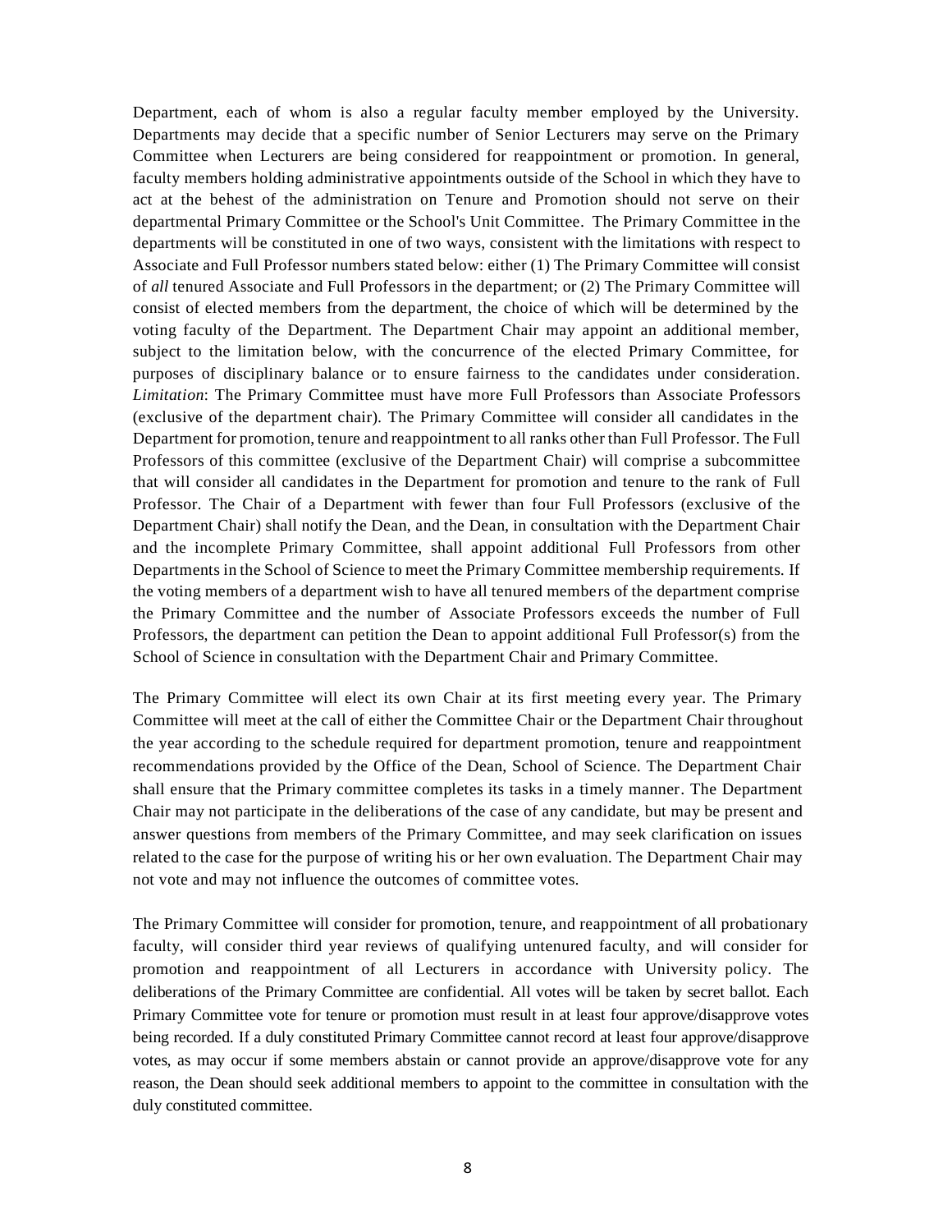Department, each of whom is also a regular faculty member employed by the University. Departments may decide that a specific number of Senior Lecturers may serve on the Primary Committee when Lecturers are being considered for reappointment or promotion. In general, faculty members holding administrative appointments outside of the School in which they have to act at the behest of the administration on Tenure and Promotion should not serve on their departmental Primary Committee or the School's Unit Committee. The Primary Committee in the departments will be constituted in one of two ways, consistent with the limitations with respect to Associate and Full Professor numbers stated below: either (1) The Primary Committee will consist of *all* tenured Associate and Full Professors in the department; or (2) The Primary Committee will consist of elected members from the department, the choice of which will be determined by the voting faculty of the Department. The Department Chair may appoint an additional member, subject to the limitation below, with the concurrence of the elected Primary Committee, for purposes of disciplinary balance or to ensure fairness to the candidates under consideration. *Limitation*: The Primary Committee must have more Full Professors than Associate Professors (exclusive of the department chair). The Primary Committee will consider all candidates in the Department for promotion, tenure and reappointment to all ranks other than Full Professor. The Full Professors of this committee (exclusive of the Department Chair) will comprise a subcommittee that will consider all candidates in the Department for promotion and tenure to the rank of Full Professor. The Chair of a Department with fewer than four Full Professors (exclusive of the Department Chair) shall notify the Dean, and the Dean, in consultation with the Department Chair and the incomplete Primary Committee, shall appoint additional Full Professors from other Departments in the School of Science to meet the Primary Committee membership requirements. If the voting members of a department wish to have all tenured members of the department comprise the Primary Committee and the number of Associate Professors exceeds the number of Full Professors, the department can petition the Dean to appoint additional Full Professor(s) from the School of Science in consultation with the Department Chair and Primary Committee.

The Primary Committee will elect its own Chair at its first meeting every year. The Primary Committee will meet at the call of either the Committee Chair or the Department Chair throughout the year according to the schedule required for department promotion, tenure and reappointment recommendations provided by the Office of the Dean, School of Science. The Department Chair shall ensure that the Primary committee completes its tasks in a timely manner. The Department Chair may not participate in the deliberations of the case of any candidate, but may be present and answer questions from members of the Primary Committee, and may seek clarification on issues related to the case for the purpose of writing his or her own evaluation. The Department Chair may not vote and may not influence the outcomes of committee votes.

The Primary Committee will consider for promotion, tenure, and reappointment of all probationary faculty, will consider third year reviews of qualifying untenured faculty, and will consider for promotion and reappointment of all Lecturers in accordance with University policy. The deliberations of the Primary Committee are confidential. All votes will be taken by secret ballot. Each Primary Committee vote for tenure or promotion must result in at least four approve/disapprove votes being recorded. If a duly constituted Primary Committee cannot record at least four approve/disapprove votes, as may occur if some members abstain or cannot provide an approve/disapprove vote for any reason, the Dean should seek additional members to appoint to the committee in consultation with the duly constituted committee.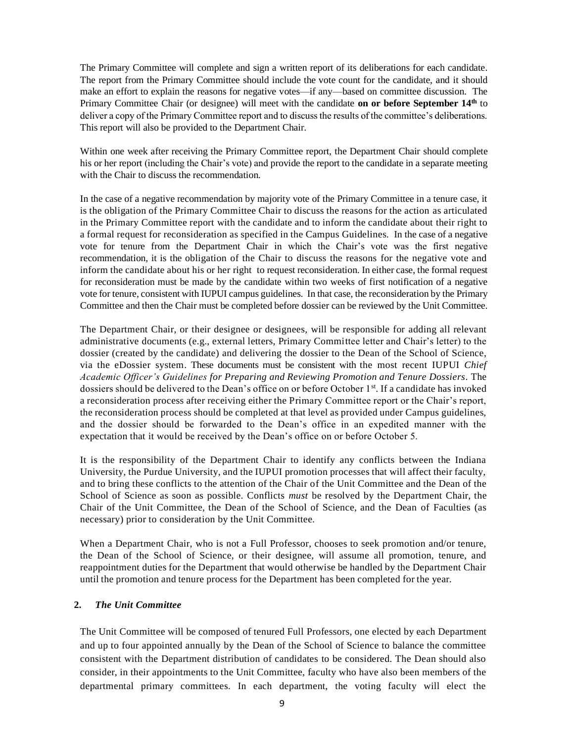The Primary Committee will complete and sign a written report of its deliberations for each candidate. The report from the Primary Committee should include the vote count for the candidate, and it should make an effort to explain the reasons for negative votes—if any—based on committee discussion. The Primary Committee Chair (or designee) will meet with the candidate **on or before September 14th** to deliver a copy of the Primary Committee report and to discuss the results of the committee's deliberations. This report will also be provided to the Department Chair.

Within one week after receiving the Primary Committee report, the Department Chair should complete his or her report (including the Chair's vote) and provide the report to the candidate in a separate meeting with the Chair to discuss the recommendation.

In the case of a negative recommendation by majority vote of the Primary Committee in a tenure case, it is the obligation of the Primary Committee Chair to discuss the reasons for the action as articulated in the Primary Committee report with the candidate and to inform the candidate about their right to a formal request for reconsideration as specified in the Campus Guidelines. In the case of a negative vote for tenure from the Department Chair in which the Chair's vote was the first negative recommendation, it is the obligation of the Chair to discuss the reasons for the negative vote and inform the candidate about his or her right to request reconsideration. In either case, the formal request for reconsideration must be made by the candidate within two weeks of first notification of a negative vote for tenure, consistent with IUPUI campus guidelines. In that case, the reconsideration by the Primary Committee and then the Chair must be completed before dossier can be reviewed by the Unit Committee.

The Department Chair, or their designee or designees, will be responsible for adding all relevant administrative documents (e.g., external letters, Primary Committee letter and Chair's letter) to the dossier (created by the candidate) and delivering the dossier to the Dean of the School of Science, via the eDossier system. These documents must be consistent with the most recent IUPUI *Chief Academic Officer's Guidelines for Preparing and Reviewing Promotion and Tenure Dossiers*. The dossiers should be delivered to the Dean's office on or before October 1st. If a candidate has invoked a reconsideration process after receiving either the Primary Committee report or the Chair's report, the reconsideration process should be completed at that level as provided under Campus guidelines, and the dossier should be forwarded to the Dean's office in an expedited manner with the expectation that it would be received by the Dean's office on or before October 5.

It is the responsibility of the Department Chair to identify any conflicts between the Indiana University, the Purdue University, and the IUPUI promotion processes that will affect their faculty, and to bring these conflicts to the attention of the Chair of the Unit Committee and the Dean of the School of Science as soon as possible. Conflicts *must* be resolved by the Department Chair, the Chair of the Unit Committee, the Dean of the School of Science, and the Dean of Faculties (as necessary) prior to consideration by the Unit Committee.

When a Department Chair, who is not a Full Professor, chooses to seek promotion and/or tenure, the Dean of the School of Science, or their designee, will assume all promotion, tenure, and reappointment duties for the Department that would otherwise be handled by the Department Chair until the promotion and tenure process for the Department has been completed for the year.

### 2. *The Unit Committee*

The Unit Committee will be composed of tenured Full Professors, one elected by each Department and up to four appointed annually by the Dean of the School of Science to balance the committee consistent with the Department distribution of candidates to be considered. The Dean should also consider, in their appointments to the Unit Committee, faculty who have also been members of the departmental primary committees. In each department, the voting faculty will elect the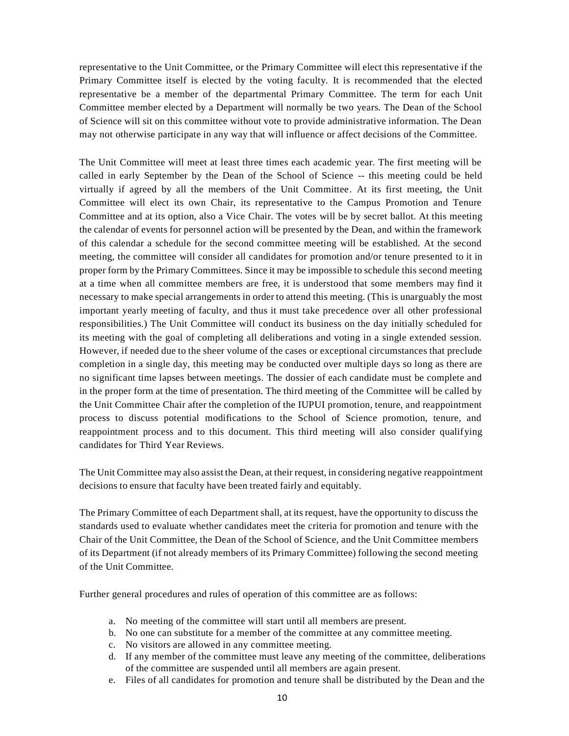representative to the Unit Committee, or the Primary Committee will elect this representative if the Primary Committee itself is elected by the voting faculty. It is recommended that the elected representative be a member of the departmental Primary Committee. The term for each Unit Committee member elected by a Department will normally be two years. The Dean of the School of Science will sit on this committee without vote to provide administrative information. The Dean may not otherwise participate in any way that will influence or affect decisions of the Committee.

The Unit Committee will meet at least three times each academic year. The first meeting will be called in early September by the Dean of the School of Science -- this meeting could be held virtually if agreed by all the members of the Unit Committee. At its first meeting, the Unit Committee will elect its own Chair, its representative to the Campus Promotion and Tenure Committee and at its option, also a Vice Chair. The votes will be by secret ballot. At this meeting the calendar of events for personnel action will be presented by the Dean, and within the framework of this calendar a schedule for the second committee meeting will be established. At the second meeting, the committee will consider all candidates for promotion and/or tenure presented to it in proper form by the Primary Committees. Since it may be impossible to schedule this second meeting at a time when all committee members are free, it is understood that some members may find it necessary to make special arrangements in order to attend this meeting. (This is unarguably the most important yearly meeting of faculty, and thus it must take precedence over all other professional responsibilities.) The Unit Committee will conduct its business on the day initially scheduled for its meeting with the goal of completing all deliberations and voting in a single extended session. However, if needed due to the sheer volume of the cases or exceptional circumstances that preclude completion in a single day, this meeting may be conducted over multiple days so long as there are no significant time lapses between meetings. The dossier of each candidate must be complete and in the proper form at the time of presentation. The third meeting of the Committee will be called by the Unit Committee Chair after the completion of the IUPUI promotion, tenure, and reappointment process to discuss potential modifications to the School of Science promotion, tenure, and reappointment process and to this document. This third meeting will also consider qualifying candidates for Third Year Reviews.

The Unit Committee may also assist the Dean, at their request, in considering negative reappointment decisions to ensure that faculty have been treated fairly and equitably.

The Primary Committee of each Department shall, at its request, have the opportunity to discuss the standards used to evaluate whether candidates meet the criteria for promotion and tenure with the Chair of the Unit Committee, the Dean of the School of Science, and the Unit Committee members of its Department (if not already members of its Primary Committee) following the second meeting of the Unit Committee.

Further general procedures and rules of operation of this committee are as follows:

a. No meeting of the committee will start until all members are present.
b. No one can substitute for a member of the committee at any committee meeting.
c. No visitors are allowed in any committee meeting.
d. If any member of the committee must leave any meeting of the committee, deliberations of the committee are suspended until all members are again present.
e. Files of all candidates for promotion and tenure shall be distributed by the Dean and the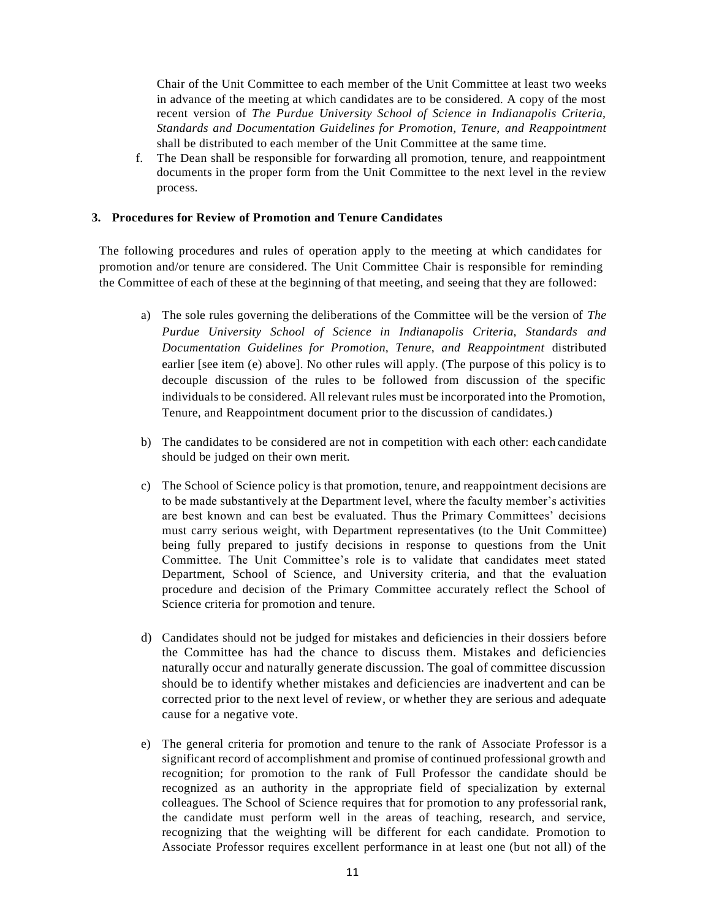Chair of the Unit Committee to each member of the Unit Committee at least two weeks in advance of the meeting at which candidates are to be considered. A copy of the most recent version of *The Purdue University School of Science in Indianapolis Criteria, Standards and Documentation Guidelines for Promotion, Tenure, and Reappointment* shall be distributed to each member of the Unit Committee at the same time.

f. The Dean shall be responsible for forwarding all promotion, tenure, and reappointment documents in the proper form from the Unit Committee to the next level in the review process.

### 3. Procedures for Review of Promotion and Tenure Candidates

The following procedures and rules of operation apply to the meeting at which candidates for promotion and/or tenure are considered. The Unit Committee Chair is responsible for reminding the Committee of each of these at the beginning of that meeting, and seeing that they are followed:

a) The sole rules governing the deliberations of the Committee will be the version of *The Purdue University School of Science in Indianapolis Criteria, Standards and Documentation Guidelines for Promotion, Tenure, and Reappointment* distributed earlier [see item (e) above]. No other rules will apply. (The purpose of this policy is to decouple discussion of the rules to be followed from discussion of the specific individuals to be considered. All relevant rules must be incorporated into the Promotion, Tenure, and Reappointment document prior to the discussion of candidates.)

b) The candidates to be considered are not in competition with each other: each candidate should be judged on their own merit.

c) The School of Science policy is that promotion, tenure, and reappointment decisions are to be made substantively at the Department level, where the faculty member's activities are best known and can best be evaluated. Thus the Primary Committees' decisions must carry serious weight, with Department representatives (to the Unit Committee) being fully prepared to justify decisions in response to questions from the Unit Committee. The Unit Committee's role is to validate that candidates meet stated Department, School of Science, and University criteria, and that the evaluation procedure and decision of the Primary Committee accurately reflect the School of Science criteria for promotion and tenure.

d) Candidates should not be judged for mistakes and deficiencies in their dossiers before the Committee has had the chance to discuss them. Mistakes and deficiencies naturally occur and naturally generate discussion. The goal of committee discussion should be to identify whether mistakes and deficiencies are inadvertent and can be corrected prior to the next level of review, or whether they are serious and adequate cause for a negative vote.

e) The general criteria for promotion and tenure to the rank of Associate Professor is a significant record of accomplishment and promise of continued professional growth and recognition; for promotion to the rank of Full Professor the candidate should be recognized as an authority in the appropriate field of specialization by external colleagues. The School of Science requires that for promotion to any professorial rank, the candidate must perform well in the areas of teaching, research, and service, recognizing that the weighting will be different for each candidate. Promotion to Associate Professor requires excellent performance in at least one (but not all) of the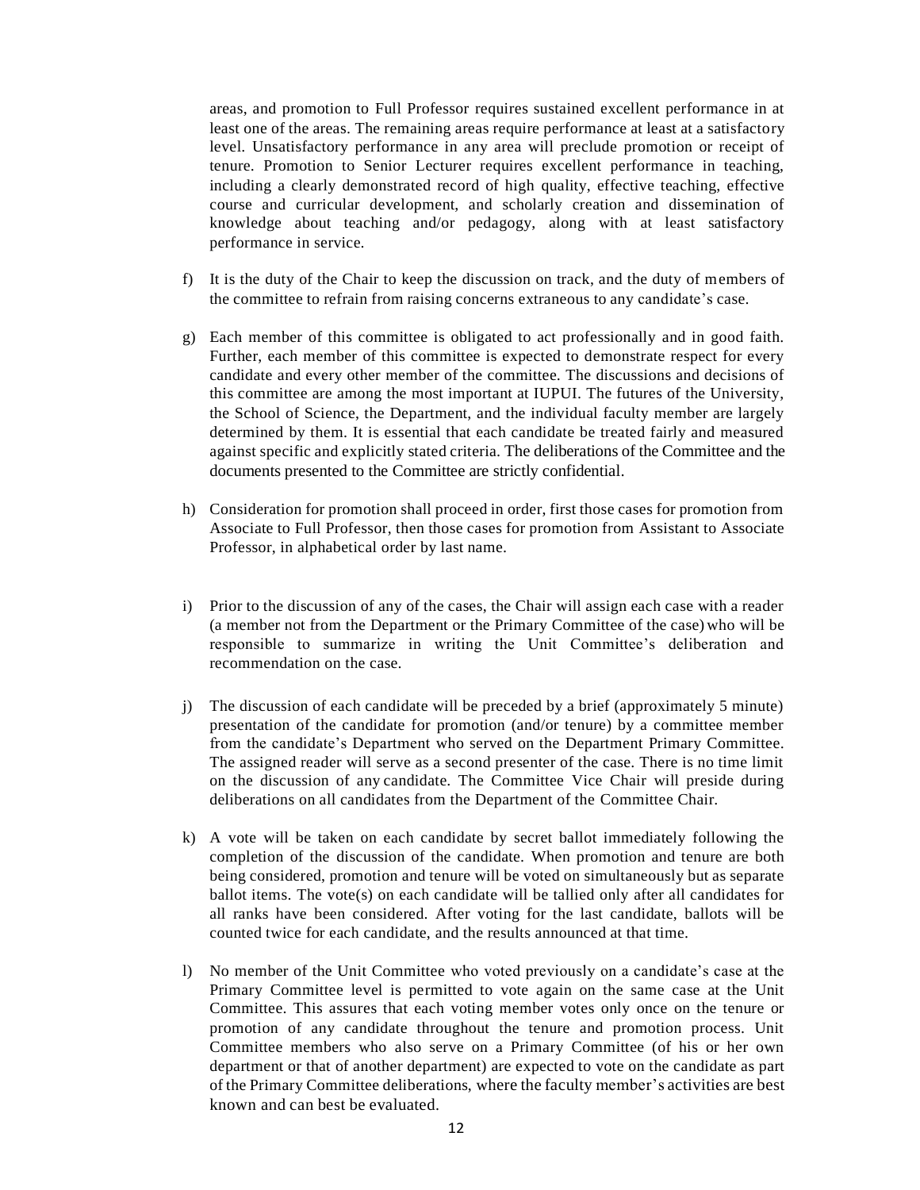areas, and promotion to Full Professor requires sustained excellent performance in at least one of the areas. The remaining areas require performance at least at a satisfactory level. Unsatisfactory performance in any area will preclude promotion or receipt of tenure. Promotion to Senior Lecturer requires excellent performance in teaching, including a clearly demonstrated record of high quality, effective teaching, effective course and curricular development, and scholarly creation and dissemination of knowledge about teaching and/or pedagogy, along with at least satisfactory performance in service.

f) It is the duty of the Chair to keep the discussion on track, and the duty of members of the committee to refrain from raising concerns extraneous to any candidate's case.

g) Each member of this committee is obligated to act professionally and in good faith. Further, each member of this committee is expected to demonstrate respect for every candidate and every other member of the committee. The discussions and decisions of this committee are among the most important at IUPUI. The futures of the University, the School of Science, the Department, and the individual faculty member are largely determined by them. It is essential that each candidate be treated fairly and measured against specific and explicitly stated criteria. The deliberations of the Committee and the documents presented to the Committee are strictly confidential.

h) Consideration for promotion shall proceed in order, first those cases for promotion from Associate to Full Professor, then those cases for promotion from Assistant to Associate Professor, in alphabetical order by last name.

i) Prior to the discussion of any of the cases, the Chair will assign each case with a reader (a member not from the Department or the Primary Committee of the case) who will be responsible to summarize in writing the Unit Committee's deliberation and recommendation on the case.

j) The discussion of each candidate will be preceded by a brief (approximately 5 minute) presentation of the candidate for promotion (and/or tenure) by a committee member from the candidate's Department who served on the Department Primary Committee. The assigned reader will serve as a second presenter of the case. There is no time limit on the discussion of any candidate. The Committee Vice Chair will preside during deliberations on all candidates from the Department of the Committee Chair.

k) A vote will be taken on each candidate by secret ballot immediately following the completion of the discussion of the candidate. When promotion and tenure are both being considered, promotion and tenure will be voted on simultaneously but as separate ballot items. The vote(s) on each candidate will be tallied only after all candidates for all ranks have been considered. After voting for the last candidate, ballots will be counted twice for each candidate, and the results announced at that time.

l) No member of the Unit Committee who voted previously on a candidate's case at the Primary Committee level is permitted to vote again on the same case at the Unit Committee. This assures that each voting member votes only once on the tenure or promotion of any candidate throughout the tenure and promotion process. Unit Committee members who also serve on a Primary Committee (of his or her own department or that of another department) are expected to vote on the candidate as part of the Primary Committee deliberations, where the faculty member's activities are best known and can best be evaluated.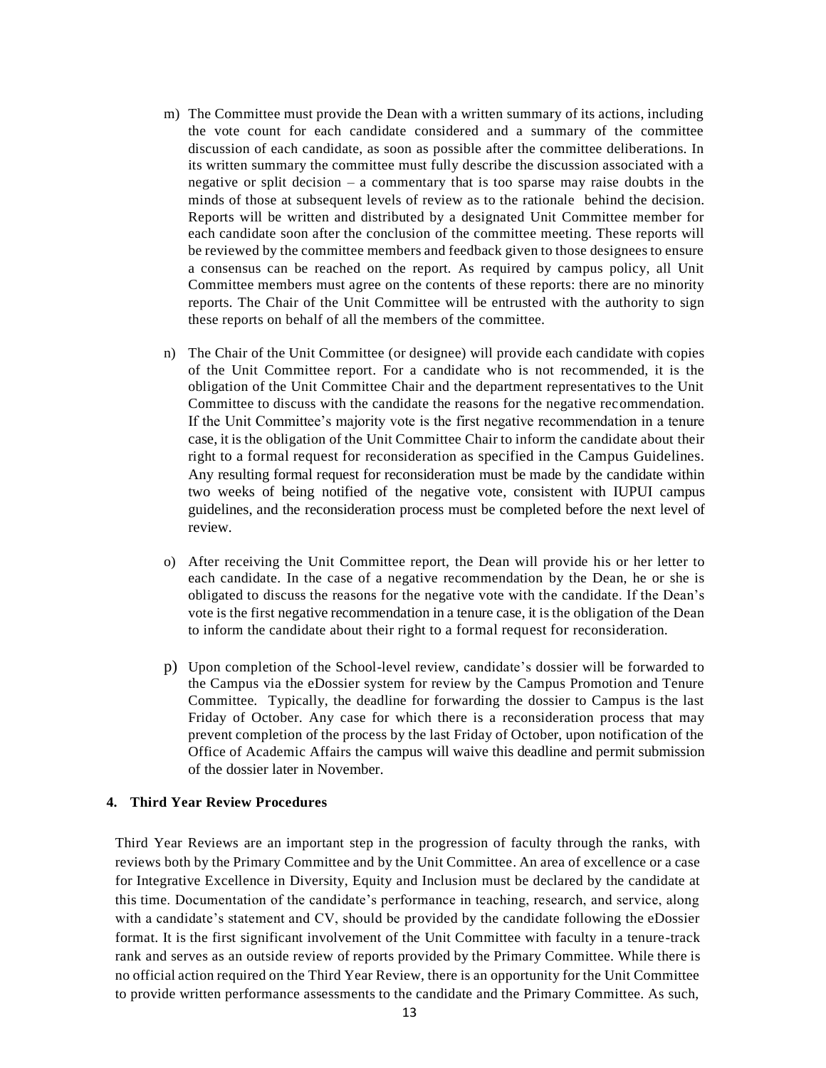m) The Committee must provide the Dean with a written summary of its actions, including the vote count for each candidate considered and a summary of the committee discussion of each candidate, as soon as possible after the committee deliberations. In its written summary the committee must fully describe the discussion associated with a negative or split decision – a commentary that is too sparse may raise doubts in the minds of those at subsequent levels of review as to the rationale behind the decision. Reports will be written and distributed by a designated Unit Committee member for each candidate soon after the conclusion of the committee meeting. These reports will be reviewed by the committee members and feedback given to those designees to ensure a consensus can be reached on the report. As required by campus policy, all Unit Committee members must agree on the contents of these reports: there are no minority reports. The Chair of the Unit Committee will be entrusted with the authority to sign these reports on behalf of all the members of the committee.

n) The Chair of the Unit Committee (or designee) will provide each candidate with copies of the Unit Committee report. For a candidate who is not recommended, it is the obligation of the Unit Committee Chair and the department representatives to the Unit Committee to discuss with the candidate the reasons for the negative recommendation. If the Unit Committee's majority vote is the first negative recommendation in a tenure case, it is the obligation of the Unit Committee Chair to inform the candidate about their right to a formal request for reconsideration as specified in the Campus Guidelines. Any resulting formal request for reconsideration must be made by the candidate within two weeks of being notified of the negative vote, consistent with IUPUI campus guidelines, and the reconsideration process must be completed before the next level of review.

o) After receiving the Unit Committee report, the Dean will provide his or her letter to each candidate. In the case of a negative recommendation by the Dean, he or she is obligated to discuss the reasons for the negative vote with the candidate. If the Dean's vote is the first negative recommendation in a tenure case, it is the obligation of the Dean to inform the candidate about their right to a formal request for reconsideration.

p) Upon completion of the School-level review, candidate's dossier will be forwarded to the Campus via the eDossier system for review by the Campus Promotion and Tenure Committee. Typically, the deadline for forwarding the dossier to Campus is the last Friday of October. Any case for which there is a reconsideration process that may prevent completion of the process by the last Friday of October, upon notification of the Office of Academic Affairs the campus will waive this deadline and permit submission of the dossier later in November.

### 4. Third Year Review Procedures

Third Year Reviews are an important step in the progression of faculty through the ranks, with reviews both by the Primary Committee and by the Unit Committee. An area of excellence or a case for Integrative Excellence in Diversity, Equity and Inclusion must be declared by the candidate at this time. Documentation of the candidate's performance in teaching, research, and service, along with a candidate's statement and CV, should be provided by the candidate following the eDossier format. It is the first significant involvement of the Unit Committee with faculty in a tenure-track rank and serves as an outside review of reports provided by the Primary Committee. While there is no official action required on the Third Year Review, there is an opportunity for the Unit Committee to provide written performance assessments to the candidate and the Primary Committee. As such,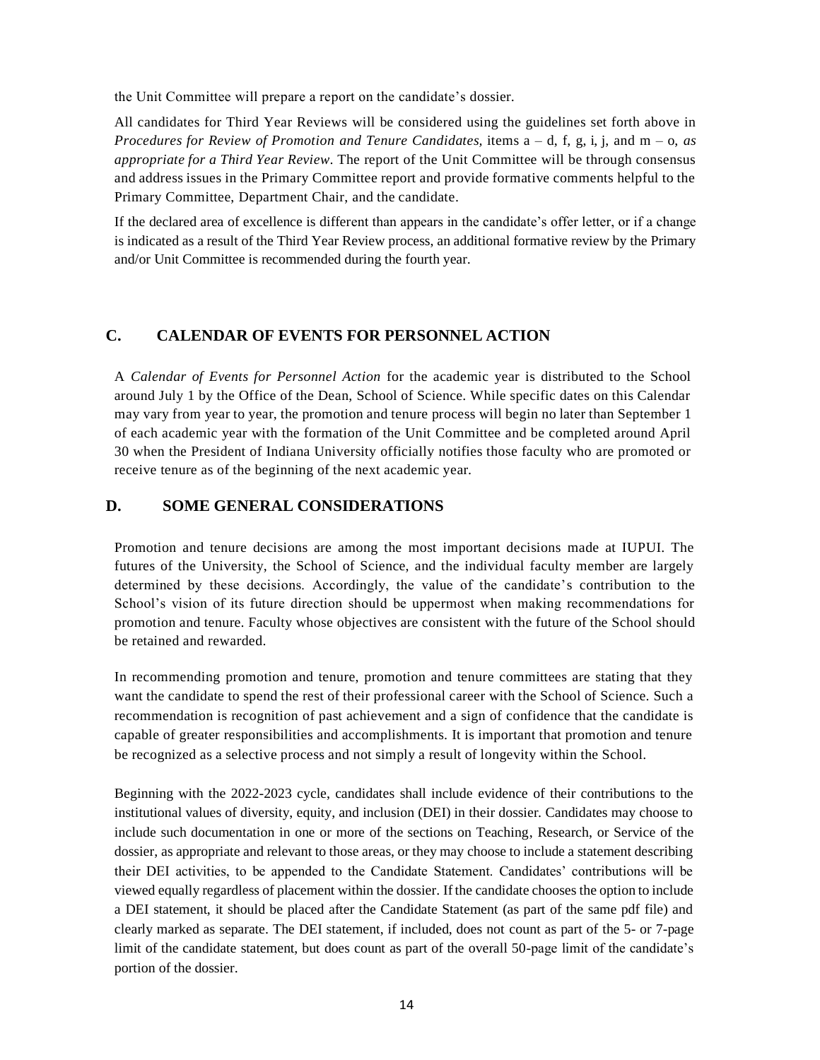the Unit Committee will prepare a report on the candidate's dossier.

All candidates for Third Year Reviews will be considered using the guidelines set forth above in *Procedures for Review of Promotion and Tenure Candidates,* items a – d, f, g, i, j, and m – o, *as appropriate for a Third Year Review*. The report of the Unit Committee will be through consensus and address issues in the Primary Committee report and provide formative comments helpful to the Primary Committee, Department Chair, and the candidate.

If the declared area of excellence is different than appears in the candidate's offer letter, or if a change is indicated as a result of the Third Year Review process, an additional formative review by the Primary and/or Unit Committee is recommended during the fourth year.

## C. CALENDAR OF EVENTS FOR PERSONNEL ACTION

A *Calendar of Events for Personnel Action* for the academic year is distributed to the School around July 1 by the Office of the Dean, School of Science. While specific dates on this Calendar may vary from year to year, the promotion and tenure process will begin no later than September 1 of each academic year with the formation of the Unit Committee and be completed around April 30 when the President of Indiana University officially notifies those faculty who are promoted or receive tenure as of the beginning of the next academic year.

## D. SOME GENERAL CONSIDERATIONS

Promotion and tenure decisions are among the most important decisions made at IUPUI. The futures of the University, the School of Science, and the individual faculty member are largely determined by these decisions. Accordingly, the value of the candidate's contribution to the School's vision of its future direction should be uppermost when making recommendations for promotion and tenure. Faculty whose objectives are consistent with the future of the School should be retained and rewarded.

In recommending promotion and tenure, promotion and tenure committees are stating that they want the candidate to spend the rest of their professional career with the School of Science. Such a recommendation is recognition of past achievement and a sign of confidence that the candidate is capable of greater responsibilities and accomplishments. It is important that promotion and tenure be recognized as a selective process and not simply a result of longevity within the School.

Beginning with the 2022-2023 cycle, candidates shall include evidence of their contributions to the institutional values of diversity, equity, and inclusion (DEI) in their dossier. Candidates may choose to include such documentation in one or more of the sections on Teaching, Research, or Service of the dossier, as appropriate and relevant to those areas, or they may choose to include a statement describing their DEI activities, to be appended to the Candidate Statement. Candidates' contributions will be viewed equally regardless of placement within the dossier. If the candidate chooses the option to include a DEI statement, it should be placed after the Candidate Statement (as part of the same pdf file) and clearly marked as separate. The DEI statement, if included, does not count as part of the 5- or 7-page limit of the candidate statement, but does count as part of the overall 50-page limit of the candidate's portion of the dossier.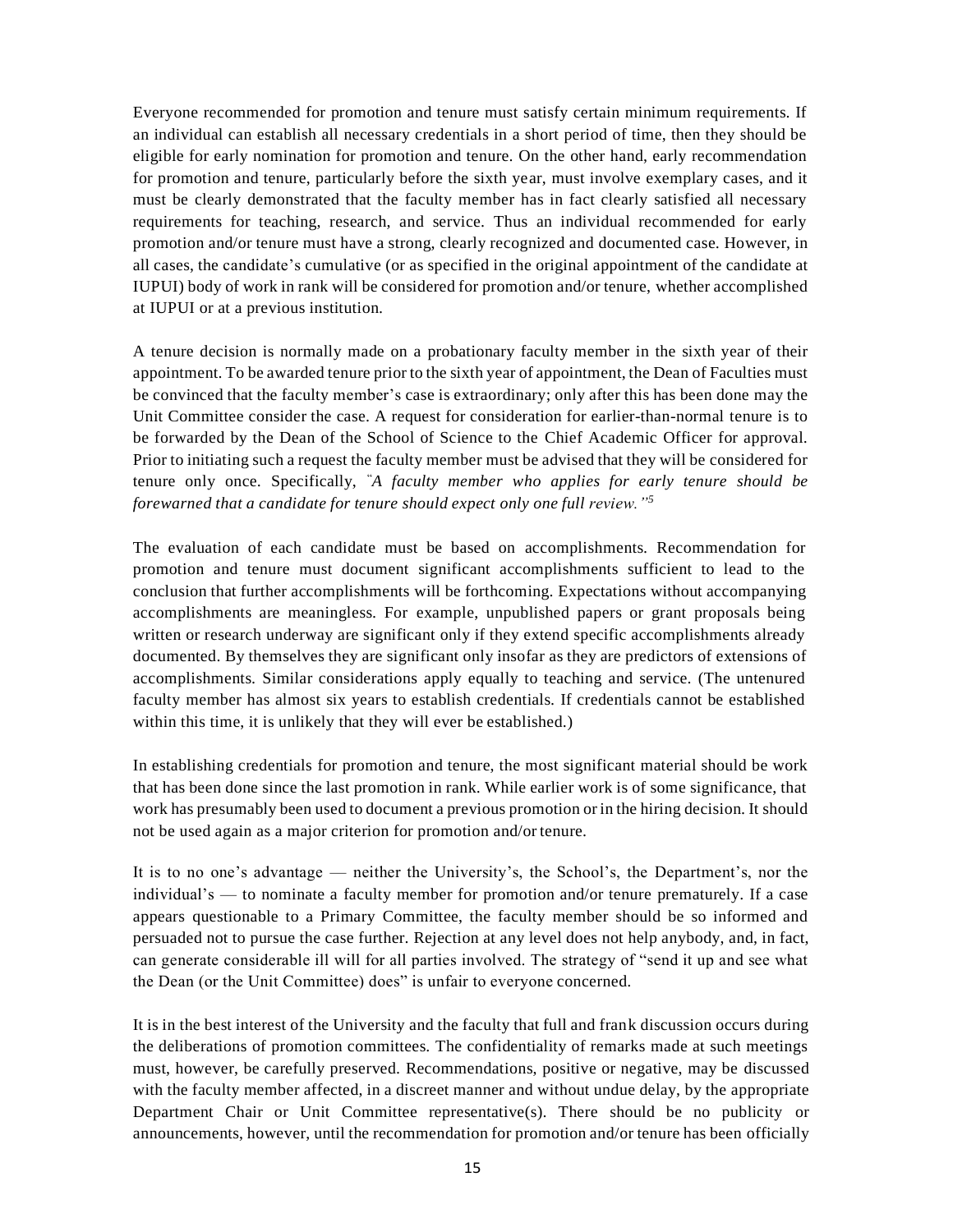Everyone recommended for promotion and tenure must satisfy certain minimum requirements. If an individual can establish all necessary credentials in a short period of time, then they should be eligible for early nomination for promotion and tenure. On the other hand, early recommendation for promotion and tenure, particularly before the sixth year, must involve exemplary cases, and it must be clearly demonstrated that the faculty member has in fact clearly satisfied all necessary requirements for teaching, research, and service. Thus an individual recommended for early promotion and/or tenure must have a strong, clearly recognized and documented case. However, in all cases, the candidate's cumulative (or as specified in the original appointment of the candidate at IUPUI) body of work in rank will be considered for promotion and/or tenure, whether accomplished at IUPUI or at a previous institution.

A tenure decision is normally made on a probationary faculty member in the sixth year of their appointment. To be awarded tenure prior to the sixth year of appointment, the Dean of Faculties must be convinced that the faculty member's case is extraordinary; only after this has been done may the Unit Committee consider the case. A request for consideration for earlier-than-normal tenure is to be forwarded by the Dean of the School of Science to the Chief Academic Officer for approval. Prior to initiating such a request the faculty member must be advised that they will be considered for tenure only once. Specifically, *"A faculty member who applies for early tenure should be forewarned that a candidate for tenure should expect only one full review."*[5]

The evaluation of each candidate must be based on accomplishments. Recommendation for promotion and tenure must document significant accomplishments sufficient to lead to the conclusion that further accomplishments will be forthcoming. Expectations without accompanying accomplishments are meaningless. For example, unpublished papers or grant proposals being written or research underway are significant only if they extend specific accomplishments already documented. By themselves they are significant only insofar as they are predictors of extensions of accomplishments. Similar considerations apply equally to teaching and service. (The untenured faculty member has almost six years to establish credentials. If credentials cannot be established within this time, it is unlikely that they will ever be established.)

In establishing credentials for promotion and tenure, the most significant material should be work that has been done since the last promotion in rank. While earlier work is of some significance, that work has presumably been used to document a previous promotion or in the hiring decision. It should not be used again as a major criterion for promotion and/or tenure.

It is to no one's advantage — neither the University's, the School's, the Department's, nor the individual's — to nominate a faculty member for promotion and/or tenure prematurely. If a case appears questionable to a Primary Committee, the faculty member should be so informed and persuaded not to pursue the case further. Rejection at any level does not help anybody, and, in fact, can generate considerable ill will for all parties involved. The strategy of "send it up and see what the Dean (or the Unit Committee) does" is unfair to everyone concerned.

It is in the best interest of the University and the faculty that full and frank discussion occurs during the deliberations of promotion committees. The confidentiality of remarks made at such meetings must, however, be carefully preserved. Recommendations, positive or negative, may be discussed with the faculty member affected, in a discreet manner and without undue delay, by the appropriate Department Chair or Unit Committee representative(s). There should be no publicity or announcements, however, until the recommendation for promotion and/or tenure has been officially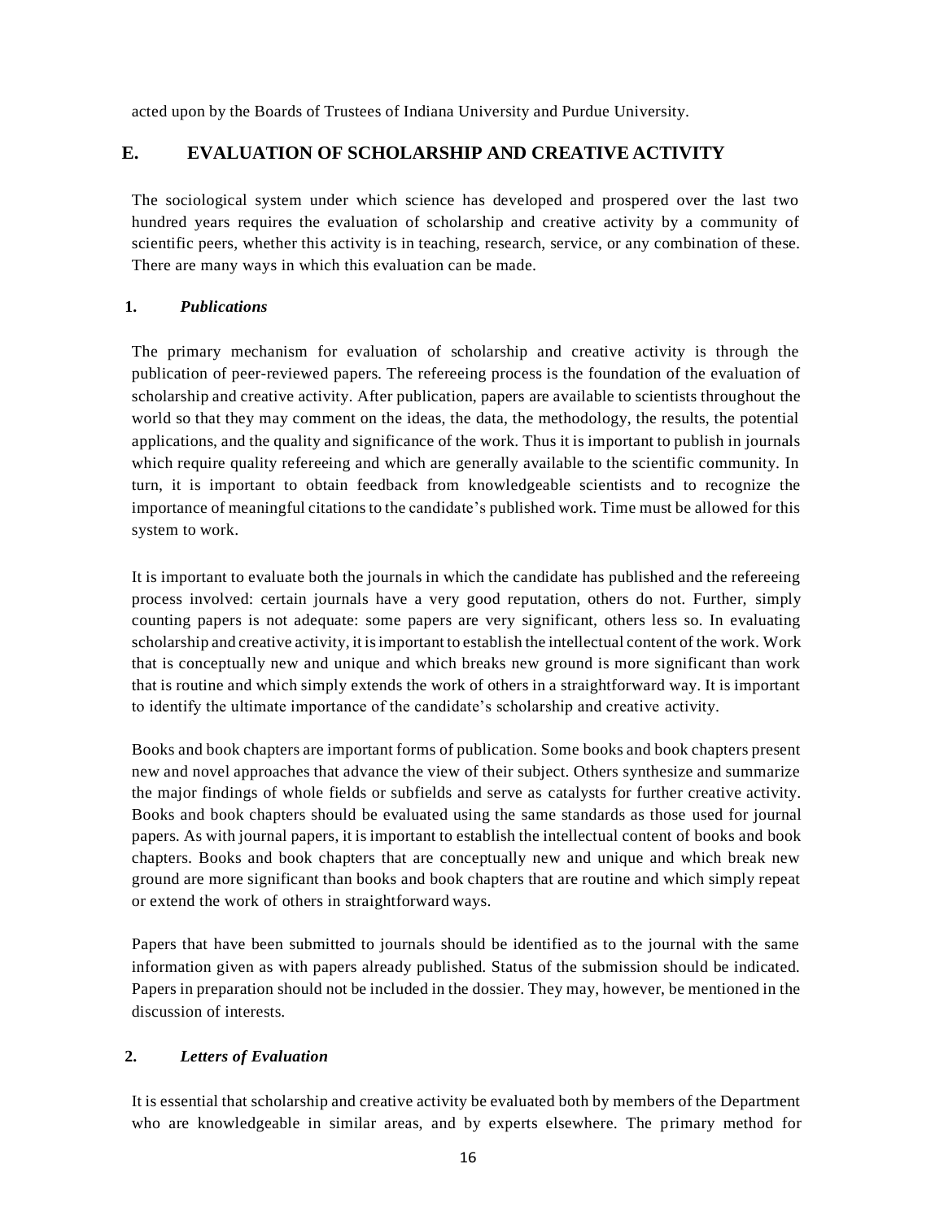acted upon by the Boards of Trustees of Indiana University and Purdue University.

## E. EVALUATION OF SCHOLARSHIP AND CREATIVE ACTIVITY

The sociological system under which science has developed and prospered over the last two hundred years requires the evaluation of scholarship and creative activity by a community of scientific peers, whether this activity is in teaching, research, service, or any combination of these. There are many ways in which this evaluation can be made.

### 1. *Publications*

The primary mechanism for evaluation of scholarship and creative activity is through the publication of peer-reviewed papers. The refereeing process is the foundation of the evaluation of scholarship and creative activity. After publication, papers are available to scientists throughout the world so that they may comment on the ideas, the data, the methodology, the results, the potential applications, and the quality and significance of the work. Thus it is important to publish in journals which require quality refereeing and which are generally available to the scientific community. In turn, it is important to obtain feedback from knowledgeable scientists and to recognize the importance of meaningful citations to the candidate's published work. Time must be allowed for this system to work.

It is important to evaluate both the journals in which the candidate has published and the refereeing process involved: certain journals have a very good reputation, others do not. Further, simply counting papers is not adequate: some papers are very significant, others less so. In evaluating scholarship and creative activity, it is important to establish the intellectual content of the work. Work that is conceptually new and unique and which breaks new ground is more significant than work that is routine and which simply extends the work of others in a straightforward way. It is important to identify the ultimate importance of the candidate's scholarship and creative activity.

Books and book chapters are important forms of publication. Some books and book chapters present new and novel approaches that advance the view of their subject. Others synthesize and summarize the major findings of whole fields or subfields and serve as catalysts for further creative activity. Books and book chapters should be evaluated using the same standards as those used for journal papers. As with journal papers, it is important to establish the intellectual content of books and book chapters. Books and book chapters that are conceptually new and unique and which break new ground are more significant than books and book chapters that are routine and which simply repeat or extend the work of others in straightforward ways.

Papers that have been submitted to journals should be identified as to the journal with the same information given as with papers already published. Status of the submission should be indicated. Papers in preparation should not be included in the dossier. They may, however, be mentioned in the discussion of interests.

### 2. *Letters of Evaluation*

It is essential that scholarship and creative activity be evaluated both by members of the Department who are knowledgeable in similar areas, and by experts elsewhere. The primary method for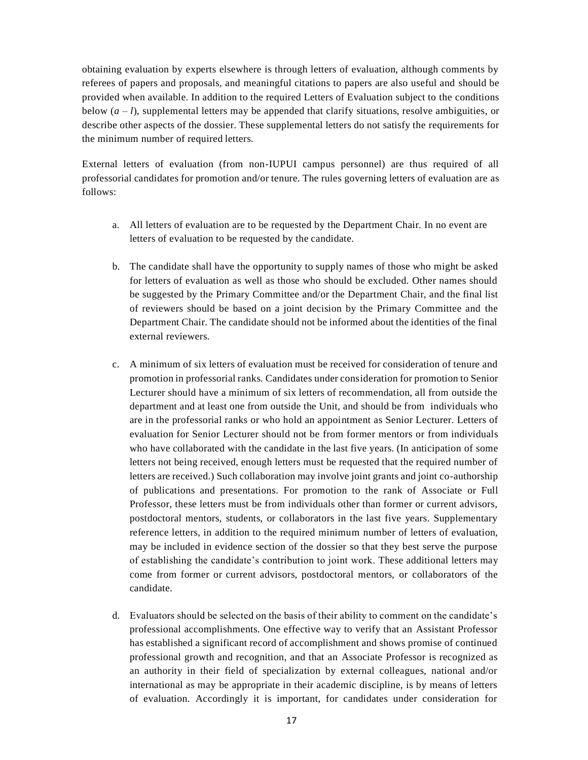obtaining evaluation by experts elsewhere is through letters of evaluation, although comments by referees of papers and proposals, and meaningful citations to papers are also useful and should be provided when available. In addition to the required Letters of Evaluation subject to the conditions below (*a – l*), supplemental letters may be appended that clarify situations, resolve ambiguities, or describe other aspects of the dossier. These supplemental letters do not satisfy the requirements for the minimum number of required letters.

External letters of evaluation (from non-IUPUI campus personnel) are thus required of all professorial candidates for promotion and/or tenure. The rules governing letters of evaluation are as follows:

a. All letters of evaluation are to be requested by the Department Chair. In no event are letters of evaluation to be requested by the candidate.

b. The candidate shall have the opportunity to supply names of those who might be asked for letters of evaluation as well as those who should be excluded. Other names should be suggested by the Primary Committee and/or the Department Chair, and the final list of reviewers should be based on a joint decision by the Primary Committee and the Department Chair. The candidate should not be informed about the identities of the final external reviewers.

c. A minimum of six letters of evaluation must be received for consideration of tenure and promotion in professorial ranks. Candidates under consideration for promotion to Senior Lecturer should have a minimum of six letters of recommendation, all from outside the department and at least one from outside the Unit, and should be from individuals who are in the professorial ranks or who hold an appointment as Senior Lecturer. Letters of evaluation for Senior Lecturer should not be from former mentors or from individuals who have collaborated with the candidate in the last five years. (In anticipation of some letters not being received, enough letters must be requested that the required number of letters are received.) Such collaboration may involve joint grants and joint co-authorship of publications and presentations. For promotion to the rank of Associate or Full Professor, these letters must be from individuals other than former or current advisors, postdoctoral mentors, students, or collaborators in the last five years. Supplementary reference letters, in addition to the required minimum number of letters of evaluation, may be included in evidence section of the dossier so that they best serve the purpose of establishing the candidate's contribution to joint work. These additional letters may come from former or current advisors, postdoctoral mentors, or collaborators of the candidate.

d. Evaluators should be selected on the basis of their ability to comment on the candidate's professional accomplishments. One effective way to verify that an Assistant Professor has established a significant record of accomplishment and shows promise of continued professional growth and recognition, and that an Associate Professor is recognized as an authority in their field of specialization by external colleagues, national and/or international as may be appropriate in their academic discipline, is by means of letters of evaluation. Accordingly it is important, for candidates under consideration for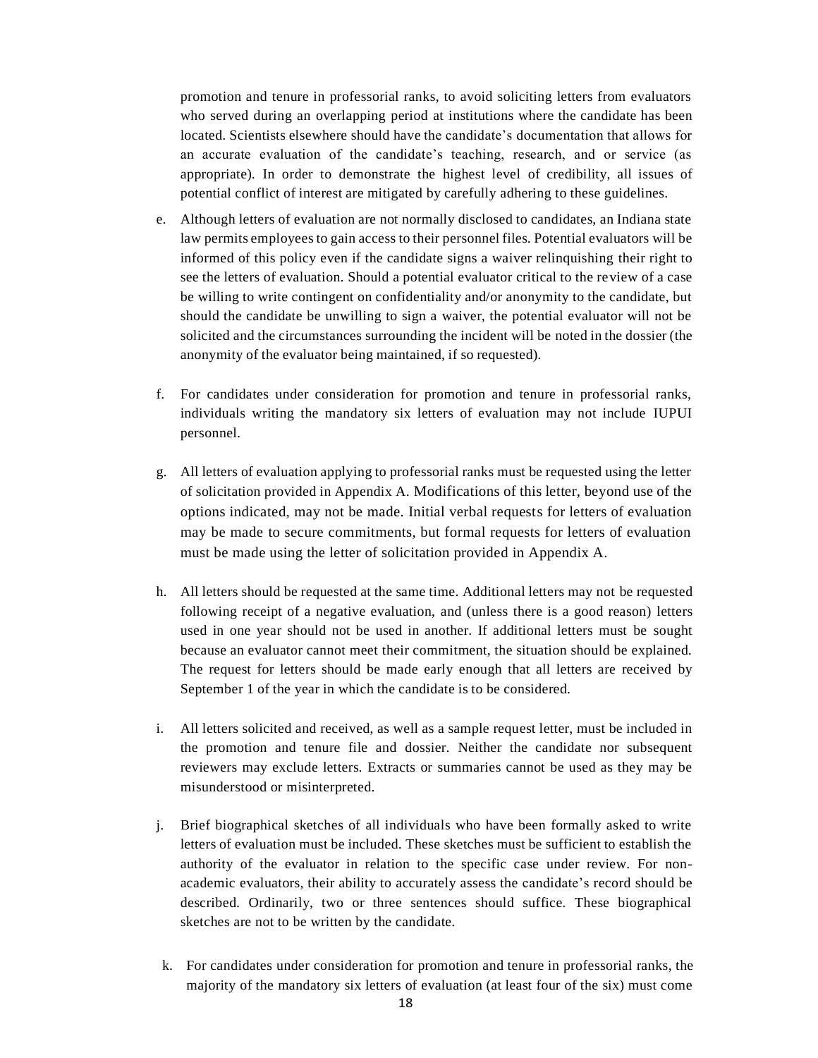promotion and tenure in professorial ranks, to avoid soliciting letters from evaluators who served during an overlapping period at institutions where the candidate has been located. Scientists elsewhere should have the candidate's documentation that allows for an accurate evaluation of the candidate's teaching, research, and or service (as appropriate). In order to demonstrate the highest level of credibility, all issues of potential conflict of interest are mitigated by carefully adhering to these guidelines.

e. Although letters of evaluation are not normally disclosed to candidates, an Indiana state law permits employees to gain access to their personnel files. Potential evaluators will be informed of this policy even if the candidate signs a waiver relinquishing their right to see the letters of evaluation. Should a potential evaluator critical to the review of a case be willing to write contingent on confidentiality and/or anonymity to the candidate, but should the candidate be unwilling to sign a waiver, the potential evaluator will not be solicited and the circumstances surrounding the incident will be noted in the dossier (the anonymity of the evaluator being maintained, if so requested).

f. For candidates under consideration for promotion and tenure in professorial ranks, individuals writing the mandatory six letters of evaluation may not include IUPUI personnel.

g. All letters of evaluation applying to professorial ranks must be requested using the letter of solicitation provided in Appendix A. Modifications of this letter, beyond use of the options indicated, may not be made. Initial verbal requests for letters of evaluation may be made to secure commitments, but formal requests for letters of evaluation must be made using the letter of solicitation provided in Appendix A.

h. All letters should be requested at the same time. Additional letters may not be requested following receipt of a negative evaluation, and (unless there is a good reason) letters used in one year should not be used in another. If additional letters must be sought because an evaluator cannot meet their commitment, the situation should be explained. The request for letters should be made early enough that all letters are received by September 1 of the year in which the candidate is to be considered.

i. All letters solicited and received, as well as a sample request letter, must be included in the promotion and tenure file and dossier. Neither the candidate nor subsequent reviewers may exclude letters. Extracts or summaries cannot be used as they may be misunderstood or misinterpreted.

j. Brief biographical sketches of all individuals who have been formally asked to write letters of evaluation must be included. These sketches must be sufficient to establish the authority of the evaluator in relation to the specific case under review. For non-academic evaluators, their ability to accurately assess the candidate's record should be described. Ordinarily, two or three sentences should suffice. These biographical sketches are not to be written by the candidate.

k. For candidates under consideration for promotion and tenure in professorial ranks, the majority of the mandatory six letters of evaluation (at least four of the six) must come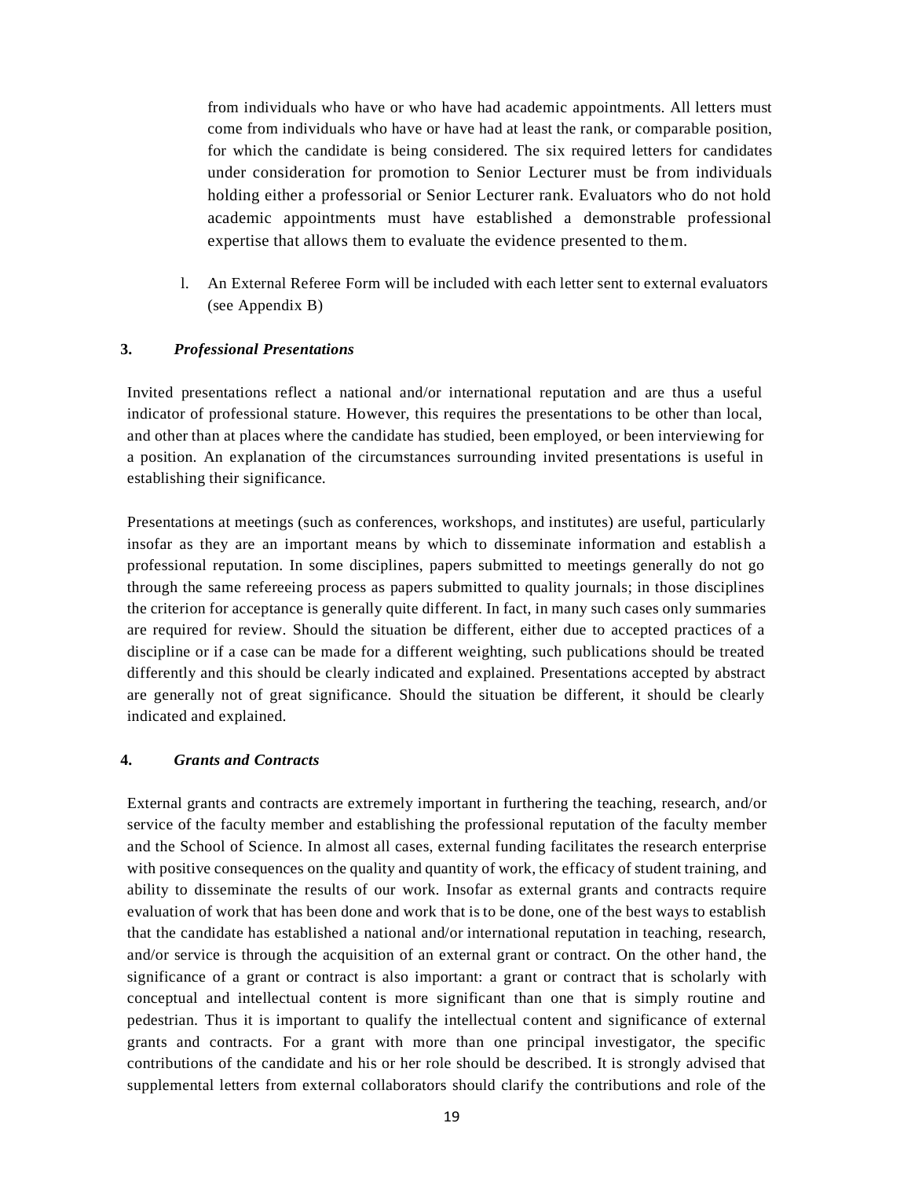from individuals who have or who have had academic appointments. All letters must come from individuals who have or have had at least the rank, or comparable position, for which the candidate is being considered. The six required letters for candidates under consideration for promotion to Senior Lecturer must be from individuals holding either a professorial or Senior Lecturer rank. Evaluators who do not hold academic appointments must have established a demonstrable professional expertise that allows them to evaluate the evidence presented to them.

l. An External Referee Form will be included with each letter sent to external evaluators (see Appendix B)

**3. *Professional Presentations***

Invited presentations reflect a national and/or international reputation and are thus a useful indicator of professional stature. However, this requires the presentations to be other than local, and other than at places where the candidate has studied, been employed, or been interviewing for a position. An explanation of the circumstances surrounding invited presentations is useful in establishing their significance.

Presentations at meetings (such as conferences, workshops, and institutes) are useful, particularly insofar as they are an important means by which to disseminate information and establish a professional reputation. In some disciplines, papers submitted to meetings generally do not go through the same refereeing process as papers submitted to quality journals; in those disciplines the criterion for acceptance is generally quite different. In fact, in many such cases only summaries are required for review. Should the situation be different, either due to accepted practices of a discipline or if a case can be made for a different weighting, such publications should be treated differently and this should be clearly indicated and explained. Presentations accepted by abstract are generally not of great significance. Should the situation be different, it should be clearly indicated and explained.

**4. *Grants and Contracts***

External grants and contracts are extremely important in furthering the teaching, research, and/or service of the faculty member and establishing the professional reputation of the faculty member and the School of Science. In almost all cases, external funding facilitates the research enterprise with positive consequences on the quality and quantity of work, the efficacy of student training, and ability to disseminate the results of our work. Insofar as external grants and contracts require evaluation of work that has been done and work that is to be done, one of the best ways to establish that the candidate has established a national and/or international reputation in teaching, research, and/or service is through the acquisition of an external grant or contract. On the other hand, the significance of a grant or contract is also important: a grant or contract that is scholarly with conceptual and intellectual content is more significant than one that is simply routine and pedestrian. Thus it is important to qualify the intellectual content and significance of external grants and contracts. For a grant with more than one principal investigator, the specific contributions of the candidate and his or her role should be described. It is strongly advised that supplemental letters from external collaborators should clarify the contributions and role of the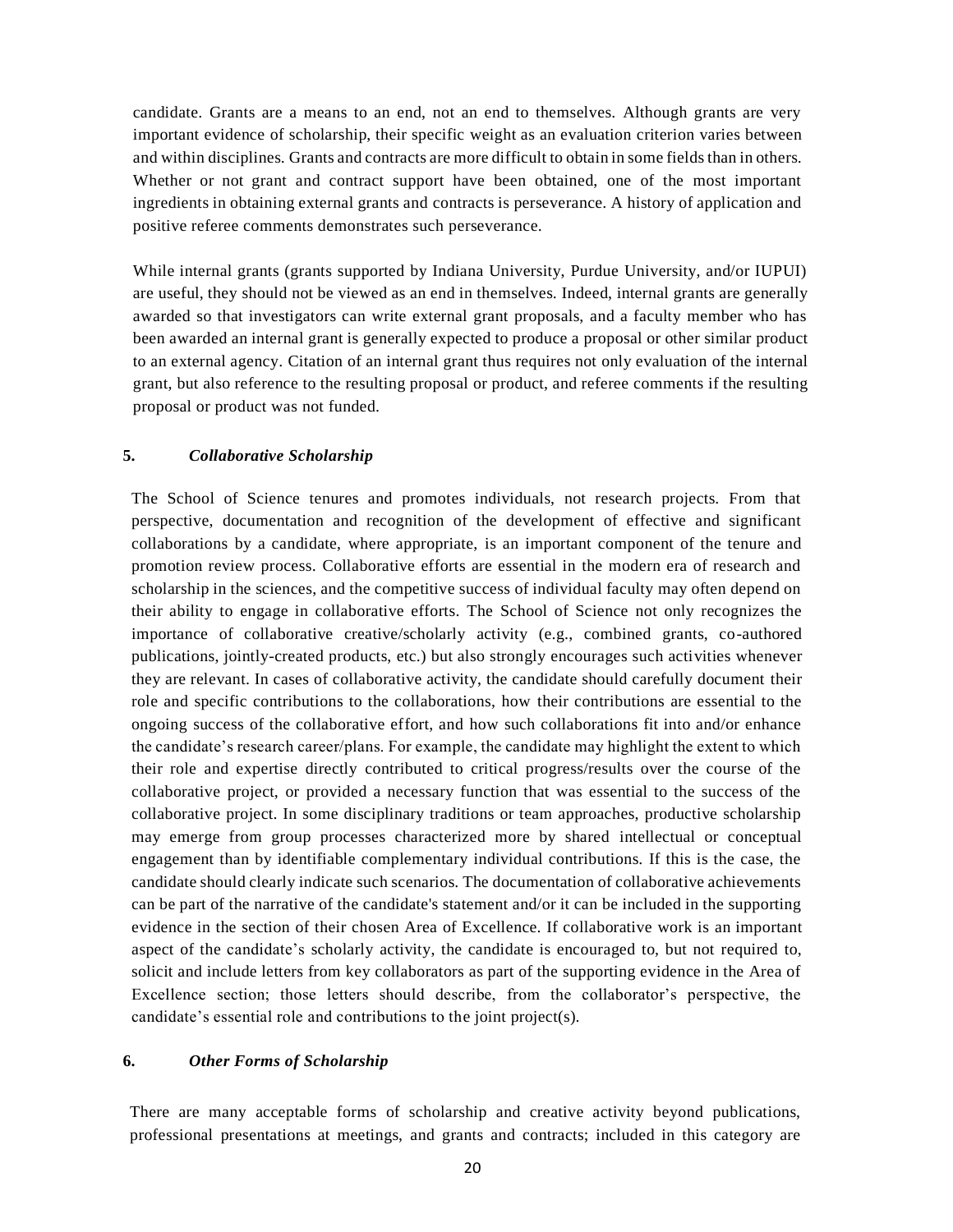candidate. Grants are a means to an end, not an end to themselves. Although grants are very important evidence of scholarship, their specific weight as an evaluation criterion varies between and within disciplines. Grants and contracts are more difficult to obtain in some fields than in others. Whether or not grant and contract support have been obtained, one of the most important ingredients in obtaining external grants and contracts is perseverance. A history of application and positive referee comments demonstrates such perseverance.

While internal grants (grants supported by Indiana University, Purdue University, and/or IUPUI) are useful, they should not be viewed as an end in themselves. Indeed, internal grants are generally awarded so that investigators can write external grant proposals, and a faculty member who has been awarded an internal grant is generally expected to produce a proposal or other similar product to an external agency. Citation of an internal grant thus requires not only evaluation of the internal grant, but also reference to the resulting proposal or product, and referee comments if the resulting proposal or product was not funded.

### 5. *Collaborative Scholarship*

The School of Science tenures and promotes individuals, not research projects. From that perspective, documentation and recognition of the development of effective and significant collaborations by a candidate, where appropriate, is an important component of the tenure and promotion review process. Collaborative efforts are essential in the modern era of research and scholarship in the sciences, and the competitive success of individual faculty may often depend on their ability to engage in collaborative efforts. The School of Science not only recognizes the importance of collaborative creative/scholarly activity (e.g., combined grants, co-authored publications, jointly-created products, etc.) but also strongly encourages such activities whenever they are relevant. In cases of collaborative activity, the candidate should carefully document their role and specific contributions to the collaborations, how their contributions are essential to the ongoing success of the collaborative effort, and how such collaborations fit into and/or enhance the candidate's research career/plans. For example, the candidate may highlight the extent to which their role and expertise directly contributed to critical progress/results over the course of the collaborative project, or provided a necessary function that was essential to the success of the collaborative project. In some disciplinary traditions or team approaches, productive scholarship may emerge from group processes characterized more by shared intellectual or conceptual engagement than by identifiable complementary individual contributions. If this is the case, the candidate should clearly indicate such scenarios. The documentation of collaborative achievements can be part of the narrative of the candidate's statement and/or it can be included in the supporting evidence in the section of their chosen Area of Excellence. If collaborative work is an important aspect of the candidate's scholarly activity, the candidate is encouraged to, but not required to, solicit and include letters from key collaborators as part of the supporting evidence in the Area of Excellence section; those letters should describe, from the collaborator's perspective, the candidate's essential role and contributions to the joint project(s).

### 6. *Other Forms of Scholarship*

There are many acceptable forms of scholarship and creative activity beyond publications, professional presentations at meetings, and grants and contracts; included in this category are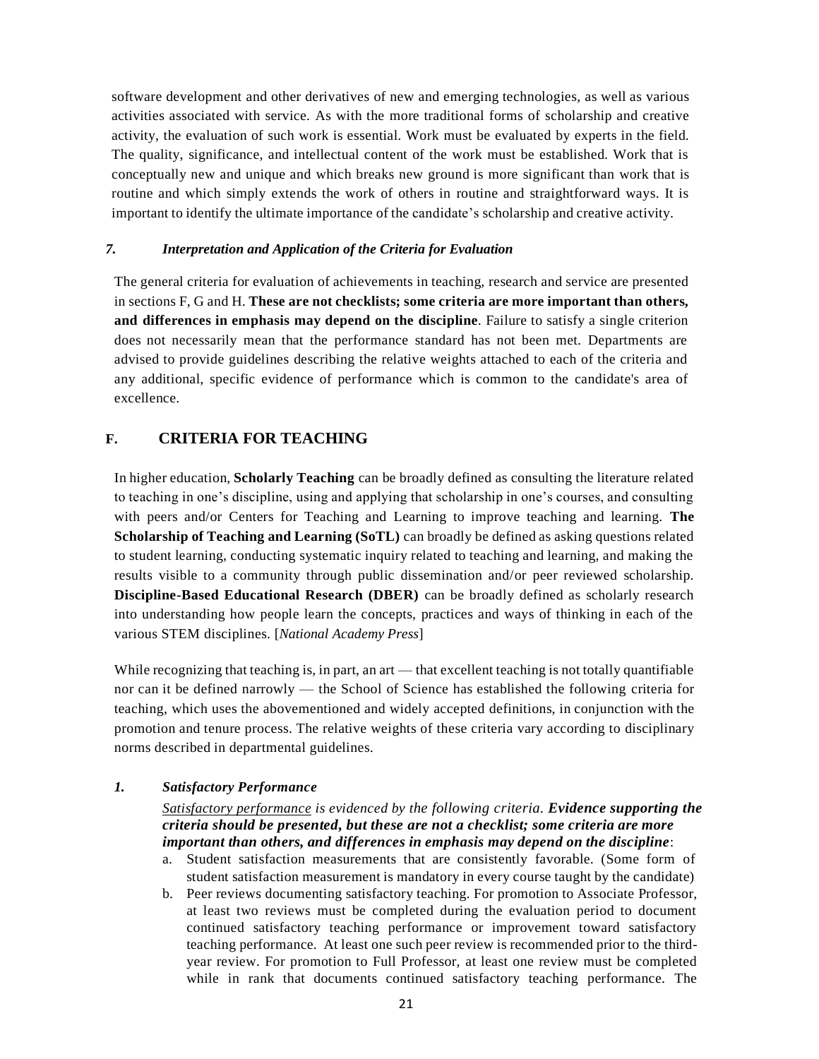software development and other derivatives of new and emerging technologies, as well as various activities associated with service. As with the more traditional forms of scholarship and creative activity, the evaluation of such work is essential. Work must be evaluated by experts in the field. The quality, significance, and intellectual content of the work must be established. Work that is conceptually new and unique and which breaks new ground is more significant than work that is routine and which simply extends the work of others in routine and straightforward ways. It is important to identify the ultimate importance of the candidate's scholarship and creative activity.

### *7. Interpretation and Application of the Criteria for Evaluation*

The general criteria for evaluation of achievements in teaching, research and service are presented in sections F, G and H. **These are not checklists; some criteria are more important than others, and differences in emphasis may depend on the discipline**. Failure to satisfy a single criterion does not necessarily mean that the performance standard has not been met. Departments are advised to provide guidelines describing the relative weights attached to each of the criteria and any additional, specific evidence of performance which is common to the candidate's area of excellence.

## F. CRITERIA FOR TEACHING

In higher education, **Scholarly Teaching** can be broadly defined as consulting the literature related to teaching in one's discipline, using and applying that scholarship in one's courses, and consulting with peers and/or Centers for Teaching and Learning to improve teaching and learning. **The Scholarship of Teaching and Learning (SoTL)** can broadly be defined as asking questions related to student learning, conducting systematic inquiry related to teaching and learning, and making the results visible to a community through public dissemination and/or peer reviewed scholarship. **Discipline-Based Educational Research (DBER)** can be broadly defined as scholarly research into understanding how people learn the concepts, practices and ways of thinking in each of the various STEM disciplines. [*National Academy Press*]

While recognizing that teaching is, in part, an art — that excellent teaching is not totally quantifiable nor can it be defined narrowly — the School of Science has established the following criteria for teaching, which uses the abovementioned and widely accepted definitions, in conjunction with the promotion and tenure process. The relative weights of these criteria vary according to disciplinary norms described in departmental guidelines.

### *1. Satisfactory Performance*

*Satisfactory performance is evidenced by the following criteria.* ***Evidence supporting the criteria should be presented, but these are not a checklist; some criteria are more important than others, and differences in emphasis may depend on the discipline***:

a. Student satisfaction measurements that are consistently favorable. (Some form of student satisfaction measurement is mandatory in every course taught by the candidate)
b. Peer reviews documenting satisfactory teaching. For promotion to Associate Professor, at least two reviews must be completed during the evaluation period to document continued satisfactory teaching performance or improvement toward satisfactory teaching performance. At least one such peer review is recommended prior to the third-year review. For promotion to Full Professor, at least one review must be completed while in rank that documents continued satisfactory teaching performance. The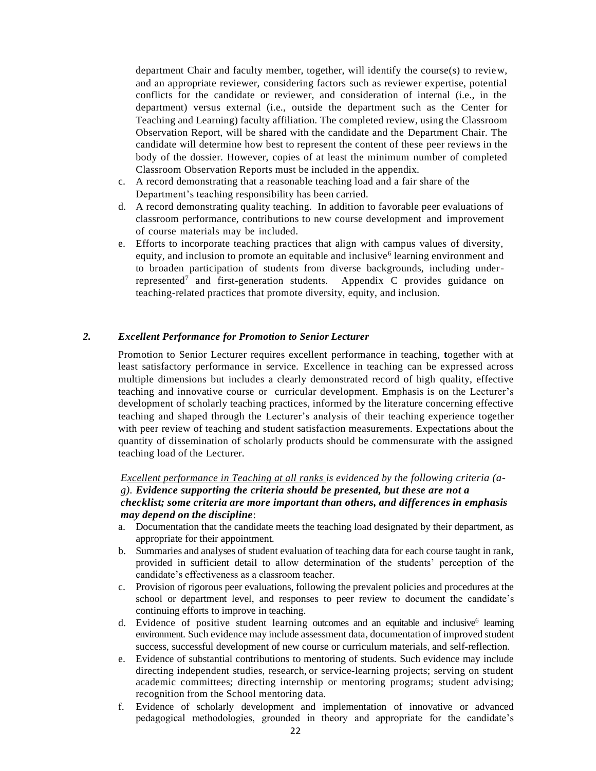department Chair and faculty member, together, will identify the course(s) to review, and an appropriate reviewer, considering factors such as reviewer expertise, potential conflicts for the candidate or reviewer, and consideration of internal (i.e., in the department) versus external (i.e., outside the department such as the Center for Teaching and Learning) faculty affiliation. The completed review, using the Classroom Observation Report, will be shared with the candidate and the Department Chair. The candidate will determine how best to represent the content of these peer reviews in the body of the dossier. However, copies of at least the minimum number of completed Classroom Observation Reports must be included in the appendix.

c. A record demonstrating that a reasonable teaching load and a fair share of the Department's teaching responsibility has been carried.
d. A record demonstrating quality teaching. In addition to favorable peer evaluations of classroom performance, contributions to new course development and improvement of course materials may be included.
e. Efforts to incorporate teaching practices that align with campus values of diversity, equity, and inclusion to promote an equitable and inclusive[6] learning environment and to broaden participation of students from diverse backgrounds, including under-represented[7] and first-generation students. Appendix C provides guidance on teaching-related practices that promote diversity, equity, and inclusion.

### *2. Excellent Performance for Promotion to Senior Lecturer*

Promotion to Senior Lecturer requires excellent performance in teaching, **t**ogether with at least satisfactory performance in service. Excellence in teaching can be expressed across multiple dimensions but includes a clearly demonstrated record of high quality, effective teaching and innovative course or curricular development. Emphasis is on the Lecturer's development of scholarly teaching practices, informed by the literature concerning effective teaching and shaped through the Lecturer's analysis of their teaching experience together with peer review of teaching and student satisfaction measurements. Expectations about the quantity of dissemination of scholarly products should be commensurate with the assigned teaching load of the Lecturer.

*Excellent performance in Teaching at all ranks is evidenced by the following criteria (a-g).* ***Evidence supporting the criteria should be presented, but these are not a checklist; some criteria are more important than others, and differences in emphasis may depend on the discipline***:

a. Documentation that the candidate meets the teaching load designated by their department, as appropriate for their appointment.
b. Summaries and analyses of student evaluation of teaching data for each course taught in rank, provided in sufficient detail to allow determination of the students' perception of the candidate's effectiveness as a classroom teacher.
c. Provision of rigorous peer evaluations, following the prevalent policies and procedures at the school or department level, and responses to peer review to document the candidate's continuing efforts to improve in teaching.
d. Evidence of positive student learning outcomes and an equitable and inclusive[6] learning environment. Such evidence may include assessment data, documentation of improved student success, successful development of new course or curriculum materials, and self-reflection.
e. Evidence of substantial contributions to mentoring of students. Such evidence may include directing independent studies, research, or service-learning projects; serving on student academic committees; directing internship or mentoring programs; student advising; recognition from the School mentoring data.
f. Evidence of scholarly development and implementation of innovative or advanced pedagogical methodologies, grounded in theory and appropriate for the candidate's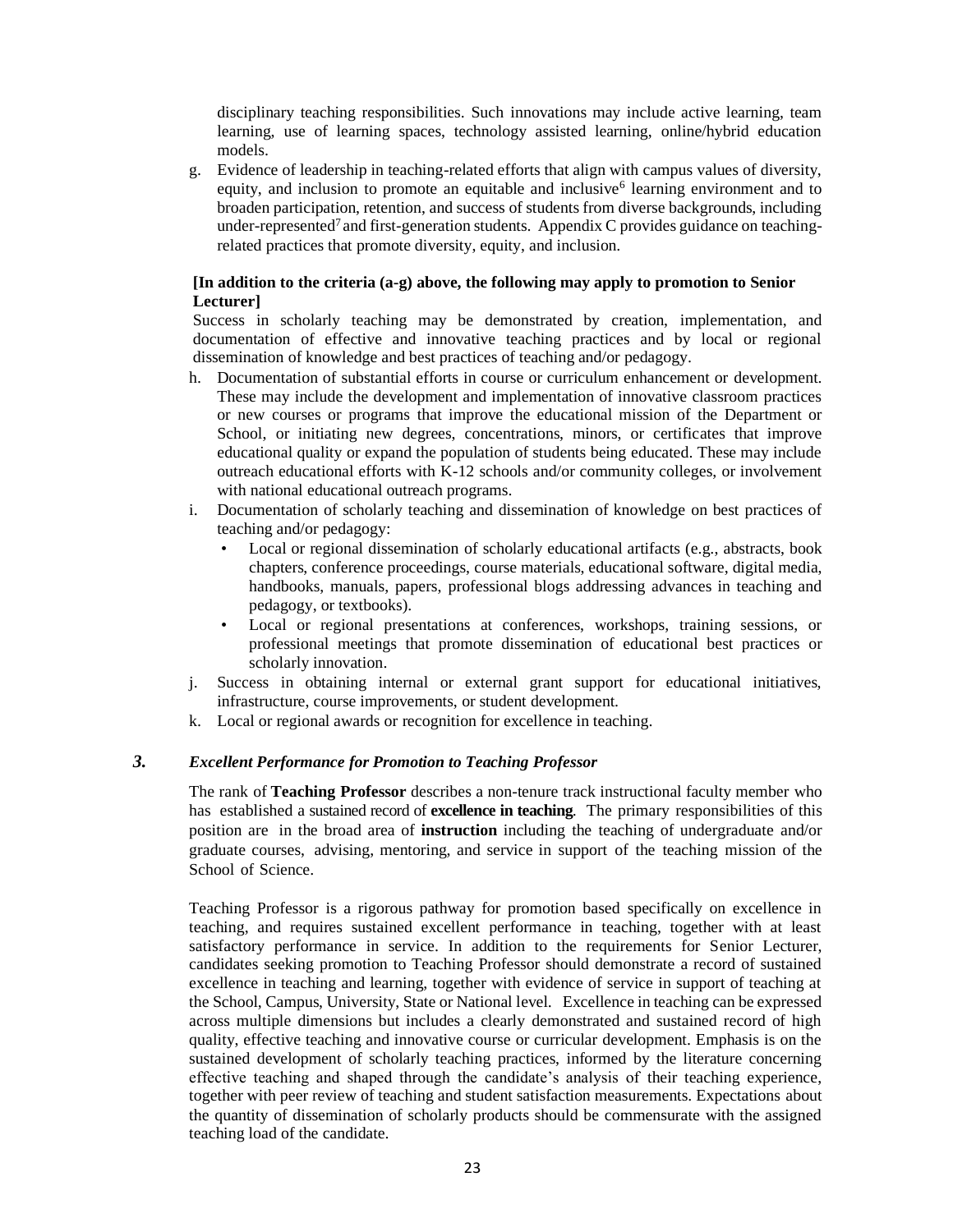disciplinary teaching responsibilities. Such innovations may include active learning, team learning, use of learning spaces, technology assisted learning, online/hybrid education models.

g. Evidence of leadership in teaching-related efforts that align with campus values of diversity, equity, and inclusion to promote an equitable and inclusive[6] learning environment and to broaden participation, retention, and success of students from diverse backgrounds, including under-represented[7] and first-generation students. Appendix C provides guidance on teaching-related practices that promote diversity, equity, and inclusion.

**[In addition to the criteria (a-g) above, the following may apply to promotion to Senior Lecturer]**

Success in scholarly teaching may be demonstrated by creation, implementation, and documentation of effective and innovative teaching practices and by local or regional dissemination of knowledge and best practices of teaching and/or pedagogy.

h. Documentation of substantial efforts in course or curriculum enhancement or development. These may include the development and implementation of innovative classroom practices or new courses or programs that improve the educational mission of the Department or School, or initiating new degrees, concentrations, minors, or certificates that improve educational quality or expand the population of students being educated. These may include outreach educational efforts with K-12 schools and/or community colleges, or involvement with national educational outreach programs.

i. Documentation of scholarly teaching and dissemination of knowledge on best practices of teaching and/or pedagogy:
   - Local or regional dissemination of scholarly educational artifacts (e.g., abstracts, book chapters, conference proceedings, course materials, educational software, digital media, handbooks, manuals, papers, professional blogs addressing advances in teaching and pedagogy, or textbooks).
   - Local or regional presentations at conferences, workshops, training sessions, or professional meetings that promote dissemination of educational best practices or scholarly innovation.

j. Success in obtaining internal or external grant support for educational initiatives, infrastructure, course improvements, or student development.

k. Local or regional awards or recognition for excellence in teaching.

### *3. Excellent Performance for Promotion to Teaching Professor*

The rank of **Teaching Professor** describes a non-tenure track instructional faculty member who has established a sustained record of **excellence in teaching**. The primary responsibilities of this position are in the broad area of **instruction** including the teaching of undergraduate and/or graduate courses, advising, mentoring, and service in support of the teaching mission of the School of Science.

Teaching Professor is a rigorous pathway for promotion based specifically on excellence in teaching, and requires sustained excellent performance in teaching, together with at least satisfactory performance in service. In addition to the requirements for Senior Lecturer, candidates seeking promotion to Teaching Professor should demonstrate a record of sustained excellence in teaching and learning, together with evidence of service in support of teaching at the School, Campus, University, State or National level. Excellence in teaching can be expressed across multiple dimensions but includes a clearly demonstrated and sustained record of high quality, effective teaching and innovative course or curricular development. Emphasis is on the sustained development of scholarly teaching practices, informed by the literature concerning effective teaching and shaped through the candidate's analysis of their teaching experience, together with peer review of teaching and student satisfaction measurements. Expectations about the quantity of dissemination of scholarly products should be commensurate with the assigned teaching load of the candidate.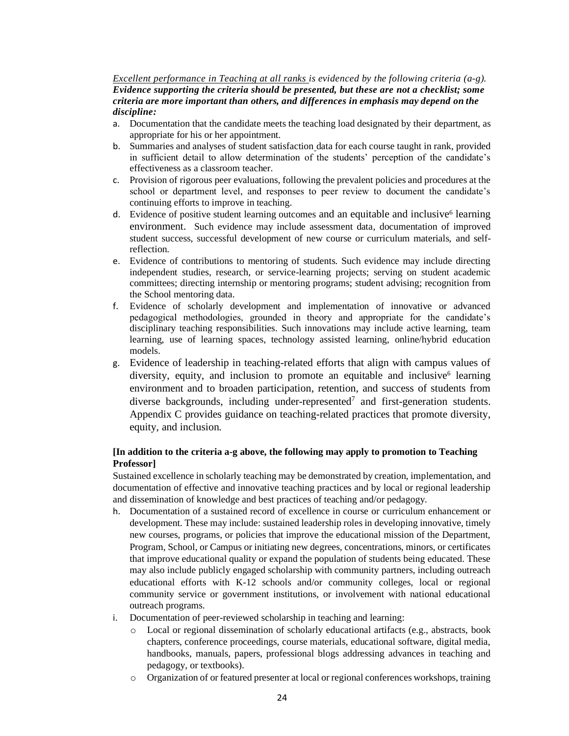*Excellent performance in Teaching at all ranks is evidenced by the following criteria (a-g).* ***Evidence supporting the criteria should be presented, but these are not a checklist; some criteria are more important than others, and differences in emphasis may depend on the discipline:***

a. Documentation that the candidate meets the teaching load designated by their department, as appropriate for his or her appointment.
b. Summaries and analyses of student satisfaction data for each course taught in rank, provided in sufficient detail to allow determination of the students' perception of the candidate's effectiveness as a classroom teacher.
c. Provision of rigorous peer evaluations, following the prevalent policies and procedures at the school or department level, and responses to peer review to document the candidate's continuing efforts to improve in teaching.
d. Evidence of positive student learning outcomes and an equitable and inclusive[6] learning environment. Such evidence may include assessment data, documentation of improved student success, successful development of new course or curriculum materials, and self-reflection.
e. Evidence of contributions to mentoring of students. Such evidence may include directing independent studies, research, or service-learning projects; serving on student academic committees; directing internship or mentoring programs; student advising; recognition from the School mentoring data.
f. Evidence of scholarly development and implementation of innovative or advanced pedagogical methodologies, grounded in theory and appropriate for the candidate's disciplinary teaching responsibilities. Such innovations may include active learning, team learning, use of learning spaces, technology assisted learning, online/hybrid education models.
g. Evidence of leadership in teaching-related efforts that align with campus values of diversity, equity, and inclusion to promote an equitable and inclusive[6] learning environment and to broaden participation, retention, and success of students from diverse backgrounds, including under-represented[7] and first-generation students. Appendix C provides guidance on teaching-related practices that promote diversity, equity, and inclusion.

**[In addition to the criteria a-g above, the following may apply to promotion to Teaching Professor]**

Sustained excellence in scholarly teaching may be demonstrated by creation, implementation, and documentation of effective and innovative teaching practices and by local or regional leadership and dissemination of knowledge and best practices of teaching and/or pedagogy.

h. Documentation of a sustained record of excellence in course or curriculum enhancement or development. These may include: sustained leadership roles in developing innovative, timely new courses, programs, or policies that improve the educational mission of the Department, Program, School, or Campus or initiating new degrees, concentrations, minors, or certificates that improve educational quality or expand the population of students being educated. These may also include publicly engaged scholarship with community partners, including outreach educational efforts with K-12 schools and/or community colleges, local or regional community service or government institutions, or involvement with national educational outreach programs.
i. Documentation of peer-reviewed scholarship in teaching and learning:
   - Local or regional dissemination of scholarly educational artifacts (e.g., abstracts, book chapters, conference proceedings, course materials, educational software, digital media, handbooks, manuals, papers, professional blogs addressing advances in teaching and pedagogy, or textbooks).
   - Organization of or featured presenter at local or regional conferences workshops, training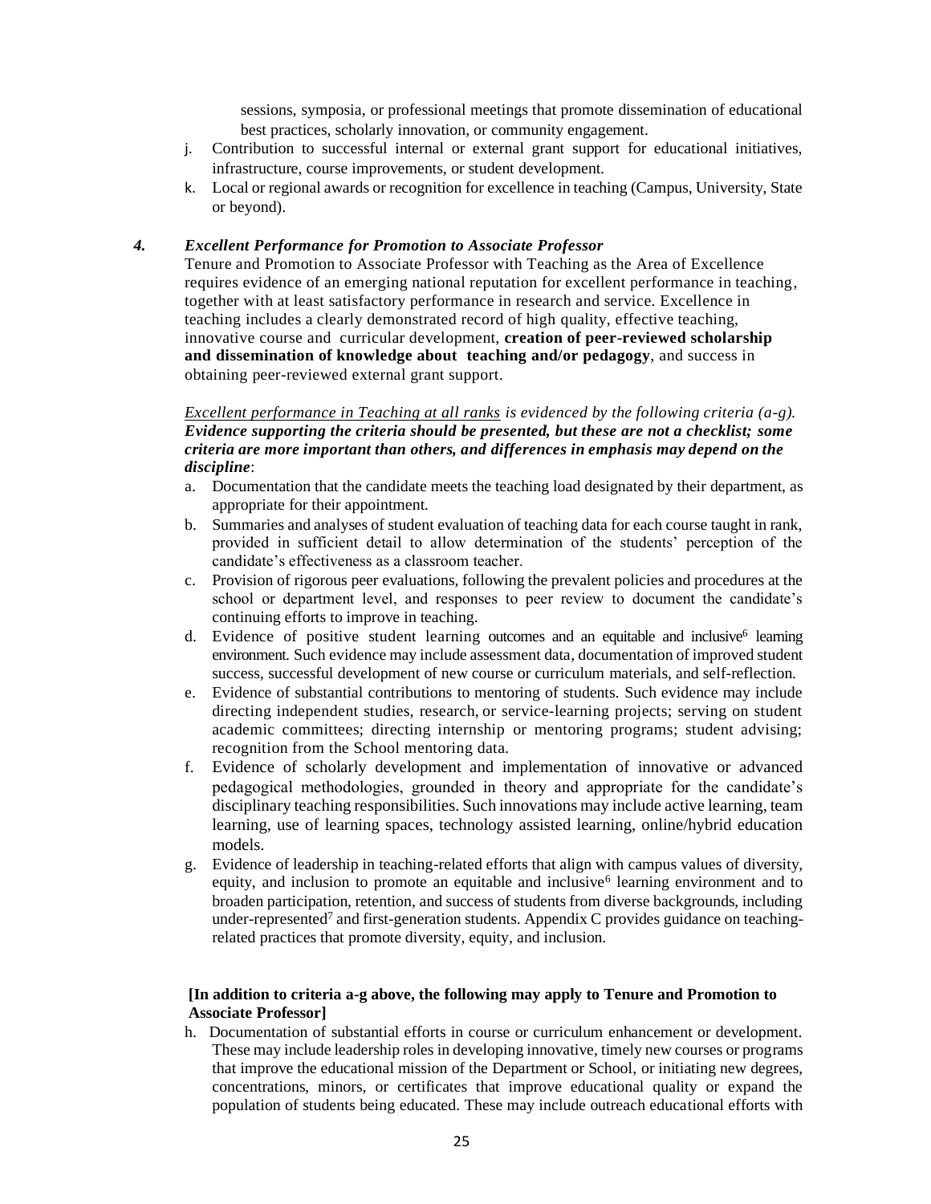sessions, symposia, or professional meetings that promote dissemination of educational best practices, scholarly innovation, or community engagement.

j. Contribution to successful internal or external grant support for educational initiatives, infrastructure, course improvements, or student development.
k. Local or regional awards or recognition for excellence in teaching (Campus, University, State or beyond).

### *4. Excellent Performance for Promotion to Associate Professor*

Tenure and Promotion to Associate Professor with Teaching as the Area of Excellence requires evidence of an emerging national reputation for excellent performance in teaching, together with at least satisfactory performance in research and service. Excellence in teaching includes a clearly demonstrated record of high quality, effective teaching, innovative course and curricular development, **creation of peer-reviewed scholarship and dissemination of knowledge about teaching and/or pedagogy**, and success in obtaining peer-reviewed external grant support.

*Excellent performance in Teaching at all ranks is evidenced by the following criteria (a-g).* ***Evidence supporting the criteria should be presented, but these are not a checklist; some criteria are more important than others, and differences in emphasis may depend on the discipline***:

a. Documentation that the candidate meets the teaching load designated by their department, as appropriate for their appointment.
b. Summaries and analyses of student evaluation of teaching data for each course taught in rank, provided in sufficient detail to allow determination of the students' perception of the candidate's effectiveness as a classroom teacher.
c. Provision of rigorous peer evaluations, following the prevalent policies and procedures at the school or department level, and responses to peer review to document the candidate's continuing efforts to improve in teaching.
d. Evidence of positive student learning outcomes and an equitable and inclusive[6] learning environment. Such evidence may include assessment data, documentation of improved student success, successful development of new course or curriculum materials, and self-reflection.
e. Evidence of substantial contributions to mentoring of students. Such evidence may include directing independent studies, research, or service-learning projects; serving on student academic committees; directing internship or mentoring programs; student advising; recognition from the School mentoring data.
f. Evidence of scholarly development and implementation of innovative or advanced pedagogical methodologies, grounded in theory and appropriate for the candidate's disciplinary teaching responsibilities. Such innovations may include active learning, team learning, use of learning spaces, technology assisted learning, online/hybrid education models.
g. Evidence of leadership in teaching-related efforts that align with campus values of diversity, equity, and inclusion to promote an equitable and inclusive[6] learning environment and to broaden participation, retention, and success of students from diverse backgrounds, including under-represented[7] and first-generation students. Appendix C provides guidance on teaching-related practices that promote diversity, equity, and inclusion.

**[In addition to criteria a-g above, the following may apply to Tenure and Promotion to Associate Professor]**

h. Documentation of substantial efforts in course or curriculum enhancement or development. These may include leadership roles in developing innovative, timely new courses or programs that improve the educational mission of the Department or School, or initiating new degrees, concentrations, minors, or certificates that improve educational quality or expand the population of students being educated. These may include outreach educational efforts with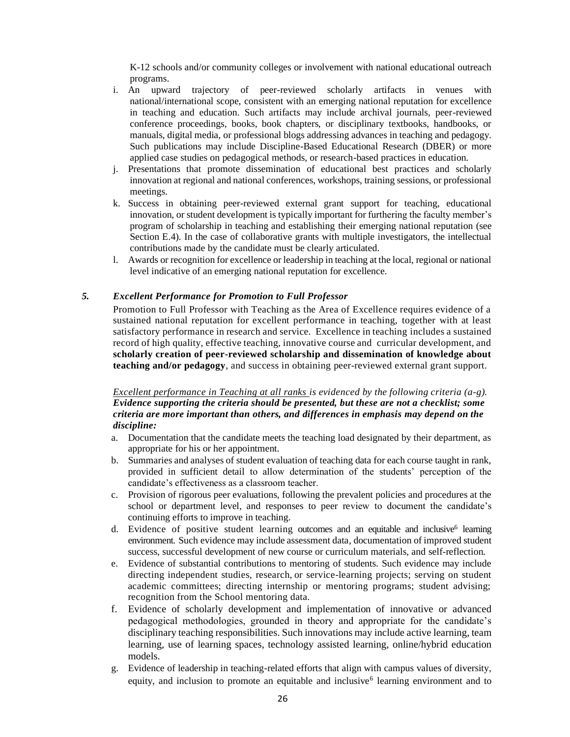K-12 schools and/or community colleges or involvement with national educational outreach programs.

i. An upward trajectory of peer-reviewed scholarly artifacts in venues with national/international scope, consistent with an emerging national reputation for excellence in teaching and education. Such artifacts may include archival journals, peer-reviewed conference proceedings, books, book chapters, or disciplinary textbooks, handbooks, or manuals, digital media, or professional blogs addressing advances in teaching and pedagogy. Such publications may include Discipline-Based Educational Research (DBER) or more applied case studies on pedagogical methods, or research-based practices in education.
j. Presentations that promote dissemination of educational best practices and scholarly innovation at regional and national conferences, workshops, training sessions, or professional meetings.
k. Success in obtaining peer-reviewed external grant support for teaching, educational innovation, or student development is typically important for furthering the faculty member's program of scholarship in teaching and establishing their emerging national reputation (see Section E.4). In the case of collaborative grants with multiple investigators, the intellectual contributions made by the candidate must be clearly articulated.
l. Awards or recognition for excellence or leadership in teaching at the local, regional or national level indicative of an emerging national reputation for excellence.

### *5. Excellent Performance for Promotion to Full Professor*

Promotion to Full Professor with Teaching as the Area of Excellence requires evidence of a sustained national reputation for excellent performance in teaching, together with at least satisfactory performance in research and service. Excellence in teaching includes a sustained record of high quality, effective teaching, innovative course and curricular development, and **scholarly creation of peer-reviewed scholarship and dissemination of knowledge about teaching and/or pedagogy**, and success in obtaining peer-reviewed external grant support.

*<u>Excellent performance in Teaching at all ranks</u> is evidenced by the following criteria (a-g).* ***Evidence supporting the criteria should be presented, but these are not a checklist; some criteria are more important than others, and differences in emphasis may depend on the discipline:***

a. Documentation that the candidate meets the teaching load designated by their department, as appropriate for his or her appointment.
b. Summaries and analyses of student evaluation of teaching data for each course taught in rank, provided in sufficient detail to allow determination of the students' perception of the candidate's effectiveness as a classroom teacher.
c. Provision of rigorous peer evaluations, following the prevalent policies and procedures at the school or department level, and responses to peer review to document the candidate's continuing efforts to improve in teaching.
d. Evidence of positive student learning outcomes and an equitable and inclusive[6] learning environment. Such evidence may include assessment data, documentation of improved student success, successful development of new course or curriculum materials, and self-reflection.
e. Evidence of substantial contributions to mentoring of students. Such evidence may include directing independent studies, research, or service-learning projects; serving on student academic committees; directing internship or mentoring programs; student advising; recognition from the School mentoring data.
f. Evidence of scholarly development and implementation of innovative or advanced pedagogical methodologies, grounded in theory and appropriate for the candidate's disciplinary teaching responsibilities. Such innovations may include active learning, team learning, use of learning spaces, technology assisted learning, online/hybrid education models.
g. Evidence of leadership in teaching-related efforts that align with campus values of diversity, equity, and inclusion to promote an equitable and inclusive[6] learning environment and to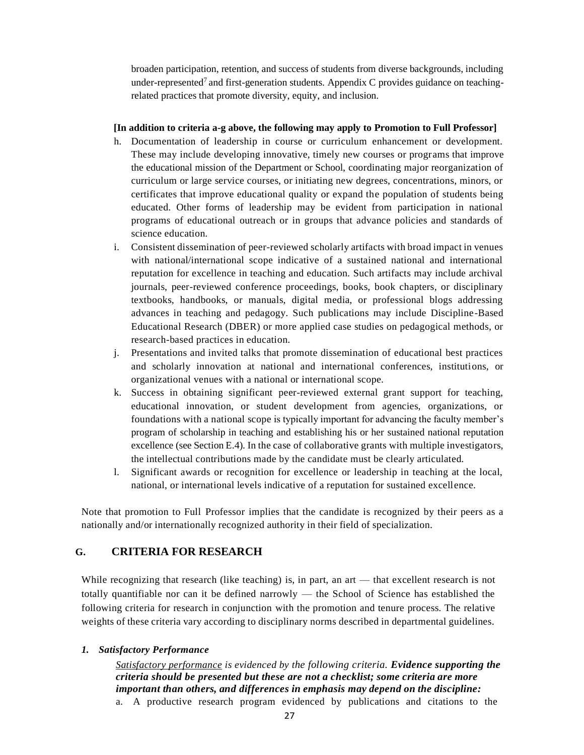broaden participation, retention, and success of students from diverse backgrounds, including under-represented[7] and first-generation students. Appendix C provides guidance on teaching-related practices that promote diversity, equity, and inclusion.

**[In addition to criteria a-g above, the following may apply to Promotion to Full Professor]**

h. Documentation of leadership in course or curriculum enhancement or development. These may include developing innovative, timely new courses or programs that improve the educational mission of the Department or School, coordinating major reorganization of curriculum or large service courses, or initiating new degrees, concentrations, minors, or certificates that improve educational quality or expand the population of students being educated. Other forms of leadership may be evident from participation in national programs of educational outreach or in groups that advance policies and standards of science education.
i. Consistent dissemination of peer-reviewed scholarly artifacts with broad impact in venues with national/international scope indicative of a sustained national and international reputation for excellence in teaching and education. Such artifacts may include archival journals, peer-reviewed conference proceedings, books, book chapters, or disciplinary textbooks, handbooks, or manuals, digital media, or professional blogs addressing advances in teaching and pedagogy. Such publications may include Discipline-Based Educational Research (DBER) or more applied case studies on pedagogical methods, or research-based practices in education.
j. Presentations and invited talks that promote dissemination of educational best practices and scholarly innovation at national and international conferences, institutions, or organizational venues with a national or international scope.
k. Success in obtaining significant peer-reviewed external grant support for teaching, educational innovation, or student development from agencies, organizations, or foundations with a national scope is typically important for advancing the faculty member's program of scholarship in teaching and establishing his or her sustained national reputation excellence (see Section E.4). In the case of collaborative grants with multiple investigators, the intellectual contributions made by the candidate must be clearly articulated.
l. Significant awards or recognition for excellence or leadership in teaching at the local, national, or international levels indicative of a reputation for sustained excellence.

Note that promotion to Full Professor implies that the candidate is recognized by their peers as a nationally and/or internationally recognized authority in their field of specialization.

## G. CRITERIA FOR RESEARCH

While recognizing that research (like teaching) is, in part, an art — that excellent research is not totally quantifiable nor can it be defined narrowly — the School of Science has established the following criteria for research in conjunction with the promotion and tenure process. The relative weights of these criteria vary according to disciplinary norms described in departmental guidelines.

### *1. Satisfactory Performance*

*Satisfactory performance is evidenced by the following criteria.* ***Evidence supporting the criteria should be presented but these are not a checklist; some criteria are more important than others, and differences in emphasis may depend on the discipline:***

a. A productive research program evidenced by publications and citations to the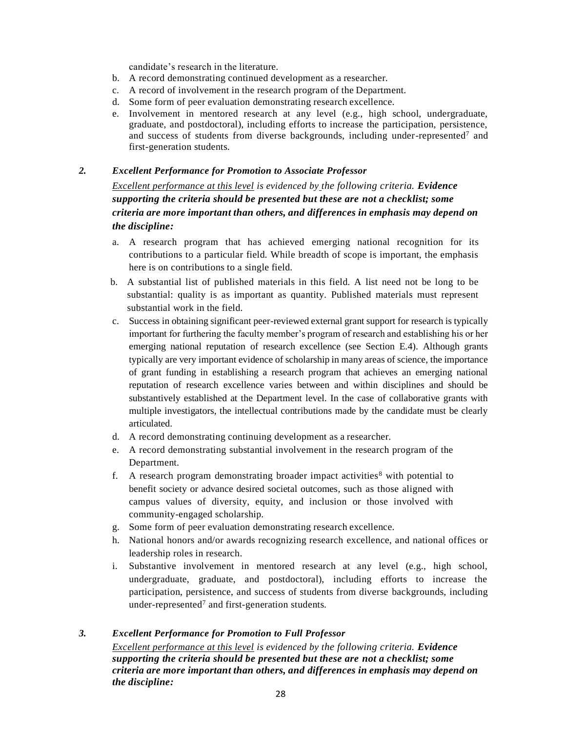candidate's research in the literature.

b. A record demonstrating continued development as a researcher.
c. A record of involvement in the research program of the Department.
d. Some form of peer evaluation demonstrating research excellence.
e. Involvement in mentored research at any level (e.g., high school, undergraduate, graduate, and postdoctoral), including efforts to increase the participation, persistence, and success of students from diverse backgrounds, including under-represented[7] and first-generation students.

### *2. Excellent Performance for Promotion to Associate Professor*

*Excellent performance at this level is evidenced by the following criteria.* ***Evidence supporting the criteria should be presented but these are not a checklist; some criteria are more important than others, and differences in emphasis may depend on the discipline:***

a. A research program that has achieved emerging national recognition for its contributions to a particular field. While breadth of scope is important, the emphasis here is on contributions to a single field.
b. A substantial list of published materials in this field. A list need not be long to be substantial: quality is as important as quantity. Published materials must represent substantial work in the field.
c. Success in obtaining significant peer-reviewed external grant support for research is typically important for furthering the faculty member's program of research and establishing his or her emerging national reputation of research excellence (see Section E.4). Although grants typically are very important evidence of scholarship in many areas of science, the importance of grant funding in establishing a research program that achieves an emerging national reputation of research excellence varies between and within disciplines and should be substantively established at the Department level. In the case of collaborative grants with multiple investigators, the intellectual contributions made by the candidate must be clearly articulated.
d. A record demonstrating continuing development as a researcher.
e. A record demonstrating substantial involvement in the research program of the Department.
f. A research program demonstrating broader impact activities[8] with potential to benefit society or advance desired societal outcomes, such as those aligned with campus values of diversity, equity, and inclusion or those involved with community-engaged scholarship.
g. Some form of peer evaluation demonstrating research excellence.
h. National honors and/or awards recognizing research excellence, and national offices or leadership roles in research.
i. Substantive involvement in mentored research at any level (e.g., high school, undergraduate, graduate, and postdoctoral), including efforts to increase the participation, persistence, and success of students from diverse backgrounds, including under-represented[7] and first-generation students.

### *3. Excellent Performance for Promotion to Full Professor*

*Excellent performance at this level is evidenced by the following criteria.* ***Evidence supporting the criteria should be presented but these are not a checklist; some criteria are more important than others, and differences in emphasis may depend on the discipline:***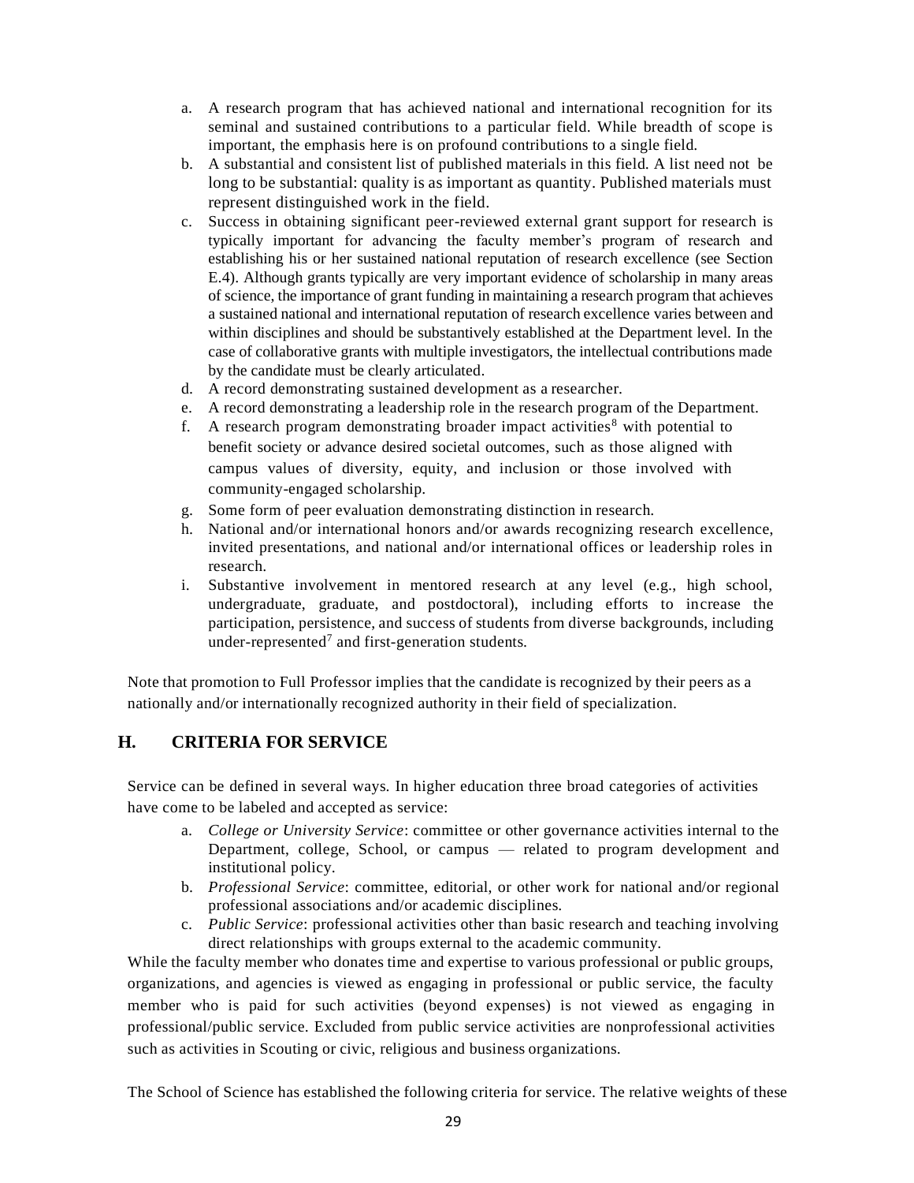a. A research program that has achieved national and international recognition for its seminal and sustained contributions to a particular field. While breadth of scope is important, the emphasis here is on profound contributions to a single field.
b. A substantial and consistent list of published materials in this field. A list need not be long to be substantial: quality is as important as quantity. Published materials must represent distinguished work in the field.
c. Success in obtaining significant peer-reviewed external grant support for research is typically important for advancing the faculty member's program of research and establishing his or her sustained national reputation of research excellence (see Section E.4). Although grants typically are very important evidence of scholarship in many areas of science, the importance of grant funding in maintaining a research program that achieves a sustained national and international reputation of research excellence varies between and within disciplines and should be substantively established at the Department level. In the case of collaborative grants with multiple investigators, the intellectual contributions made by the candidate must be clearly articulated.
d. A record demonstrating sustained development as a researcher.
e. A record demonstrating a leadership role in the research program of the Department.
f. A research program demonstrating broader impact activities[8] with potential to benefit society or advance desired societal outcomes, such as those aligned with campus values of diversity, equity, and inclusion or those involved with community-engaged scholarship.
g. Some form of peer evaluation demonstrating distinction in research.
h. National and/or international honors and/or awards recognizing research excellence, invited presentations, and national and/or international offices or leadership roles in research.
i. Substantive involvement in mentored research at any level (e.g., high school, undergraduate, graduate, and postdoctoral), including efforts to increase the participation, persistence, and success of students from diverse backgrounds, including under-represented[7] and first-generation students.

Note that promotion to Full Professor implies that the candidate is recognized by their peers as a nationally and/or internationally recognized authority in their field of specialization.

## H. CRITERIA FOR SERVICE

Service can be defined in several ways. In higher education three broad categories of activities have come to be labeled and accepted as service:

a. *College or University Service*: committee or other governance activities internal to the Department, college, School, or campus — related to program development and institutional policy.
b. *Professional Service*: committee, editorial, or other work for national and/or regional professional associations and/or academic disciplines.
c. *Public Service*: professional activities other than basic research and teaching involving direct relationships with groups external to the academic community.

While the faculty member who donates time and expertise to various professional or public groups, organizations, and agencies is viewed as engaging in professional or public service, the faculty member who is paid for such activities (beyond expenses) is not viewed as engaging in professional/public service. Excluded from public service activities are nonprofessional activities such as activities in Scouting or civic, religious and business organizations.

The School of Science has established the following criteria for service. The relative weights of these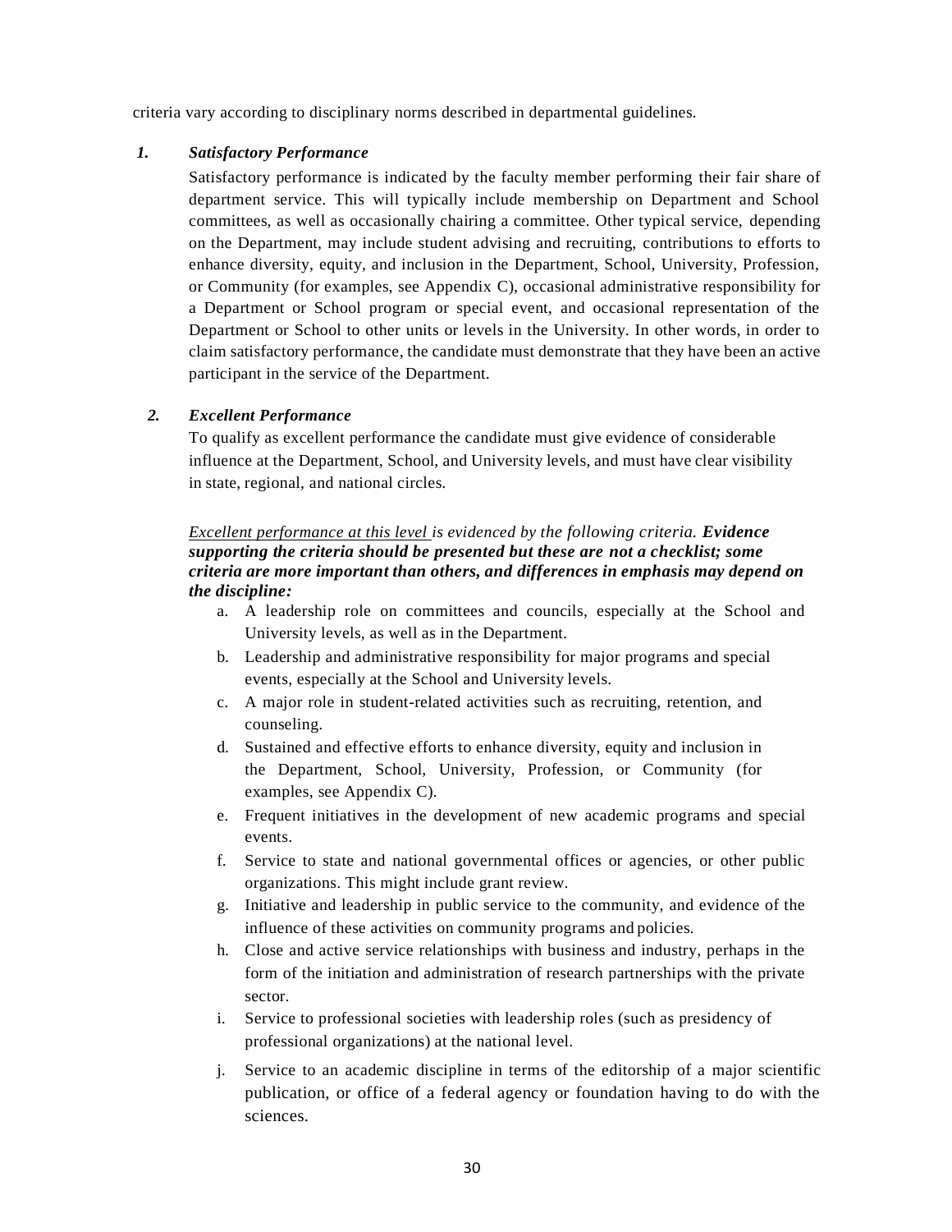criteria vary according to disciplinary norms described in departmental guidelines.

### 1. *Satisfactory Performance*

Satisfactory performance is indicated by the faculty member performing their fair share of department service. This will typically include membership on Department and School committees, as well as occasionally chairing a committee. Other typical service, depending on the Department, may include student advising and recruiting, contributions to efforts to enhance diversity, equity, and inclusion in the Department, School, University, Profession, or Community (for examples, see Appendix C), occasional administrative responsibility for a Department or School program or special event, and occasional representation of the Department or School to other units or levels in the University. In other words, in order to claim satisfactory performance, the candidate must demonstrate that they have been an active participant in the service of the Department.

### 2. *Excellent Performance*

To qualify as excellent performance the candidate must give evidence of considerable influence at the Department, School, and University levels, and must have clear visibility in state, regional, and national circles.

*<u>Excellent performance at this level</u> is evidenced by the following criteria.* ***Evidence supporting the criteria should be presented but these are not a checklist; some criteria are more important than others, and differences in emphasis may depend on the discipline:***

a. A leadership role on committees and councils, especially at the School and University levels, as well as in the Department.
b. Leadership and administrative responsibility for major programs and special events, especially at the School and University levels.
c. A major role in student-related activities such as recruiting, retention, and counseling.
d. Sustained and effective efforts to enhance diversity, equity and inclusion in the Department, School, University, Profession, or Community (for examples, see Appendix C).
e. Frequent initiatives in the development of new academic programs and special events.
f. Service to state and national governmental offices or agencies, or other public organizations. This might include grant review.
g. Initiative and leadership in public service to the community, and evidence of the influence of these activities on community programs and policies.
h. Close and active service relationships with business and industry, perhaps in the form of the initiation and administration of research partnerships with the private sector.
i. Service to professional societies with leadership roles (such as presidency of professional organizations) at the national level.
j. Service to an academic discipline in terms of the editorship of a major scientific publication, or office of a federal agency or foundation having to do with the sciences.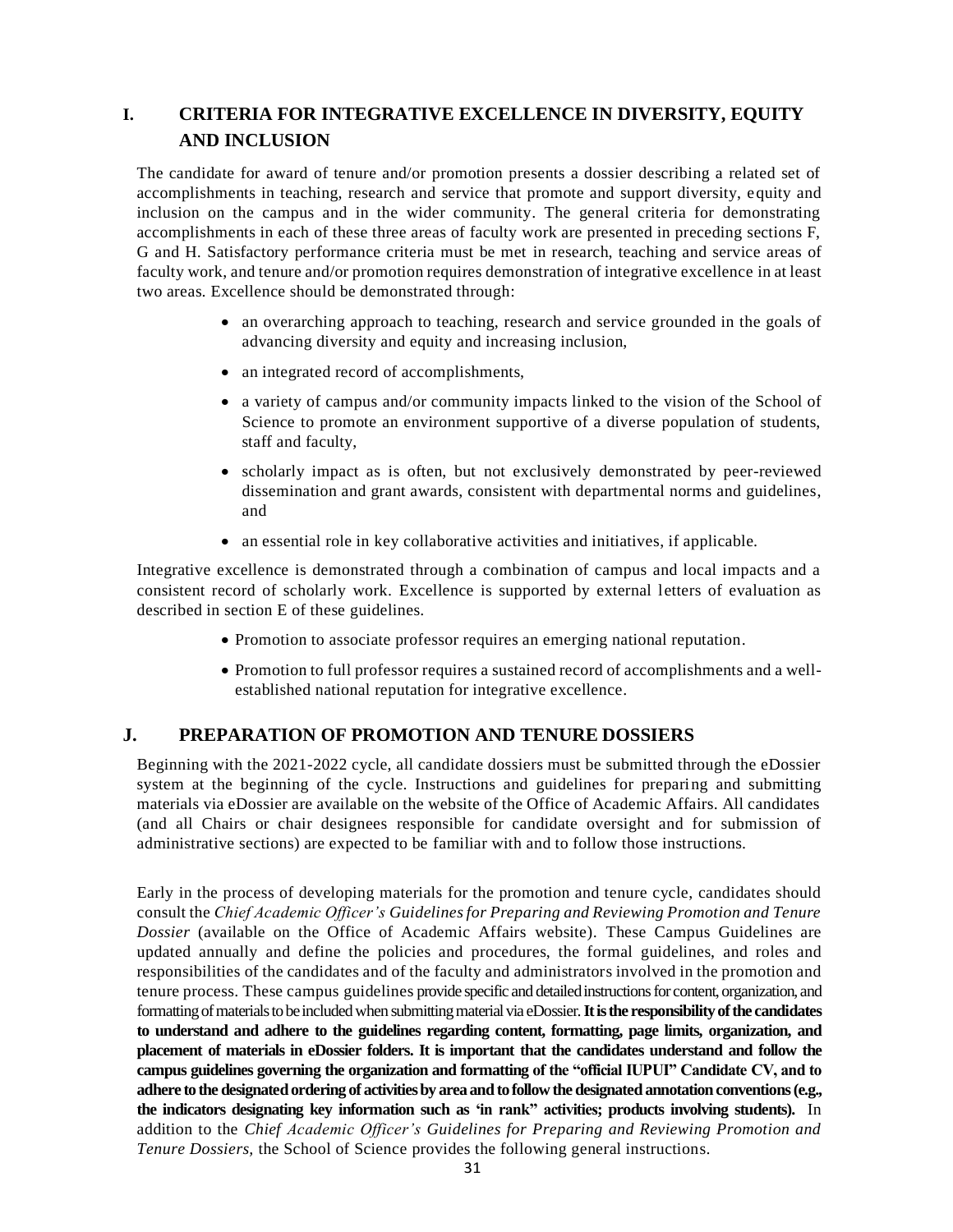## I. CRITERIA FOR INTEGRATIVE EXCELLENCE IN DIVERSITY, EQUITY AND INCLUSION

The candidate for award of tenure and/or promotion presents a dossier describing a related set of accomplishments in teaching, research and service that promote and support diversity, equity and inclusion on the campus and in the wider community. The general criteria for demonstrating accomplishments in each of these three areas of faculty work are presented in preceding sections F, G and H. Satisfactory performance criteria must be met in research, teaching and service areas of faculty work, and tenure and/or promotion requires demonstration of integrative excellence in at least two areas. Excellence should be demonstrated through:

- an overarching approach to teaching, research and service grounded in the goals of advancing diversity and equity and increasing inclusion,
- an integrated record of accomplishments,
- a variety of campus and/or community impacts linked to the vision of the School of Science to promote an environment supportive of a diverse population of students, staff and faculty,
- scholarly impact as is often, but not exclusively demonstrated by peer-reviewed dissemination and grant awards, consistent with departmental norms and guidelines, and
- an essential role in key collaborative activities and initiatives, if applicable.

Integrative excellence is demonstrated through a combination of campus and local impacts and a consistent record of scholarly work. Excellence is supported by external letters of evaluation as described in section E of these guidelines.

- Promotion to associate professor requires an emerging national reputation.
- Promotion to full professor requires a sustained record of accomplishments and a well-established national reputation for integrative excellence.

## J. PREPARATION OF PROMOTION AND TENURE DOSSIERS

Beginning with the 2021-2022 cycle, all candidate dossiers must be submitted through the eDossier system at the beginning of the cycle. Instructions and guidelines for preparing and submitting materials via eDossier are available on the website of the Office of Academic Affairs. All candidates (and all Chairs or chair designees responsible for candidate oversight and for submission of administrative sections) are expected to be familiar with and to follow those instructions.

Early in the process of developing materials for the promotion and tenure cycle, candidates should consult the *Chief Academic Officer's Guidelines for Preparing and Reviewing Promotion and Tenure Dossier* (available on the Office of Academic Affairs website). These Campus Guidelines are updated annually and define the policies and procedures, the formal guidelines, and roles and responsibilities of the candidates and of the faculty and administrators involved in the promotion and tenure process. These campus guidelines provide specific and detailed instructions for content, organization, and formatting of materials to be included when submitting material via eDossier. **It is the responsibility of the candidates to understand and adhere to the guidelines regarding content, formatting, page limits, organization, and placement of materials in eDossier folders. It is important that the candidates understand and follow the campus guidelines governing the organization and formatting of the "official IUPUI" Candidate CV, and to adhere to the designated ordering of activities by area and to follow the designated annotation conventions (e.g., the indicators designating key information such as 'in rank" activities; products involving students).** In addition to the *Chief Academic Officer's Guidelines for Preparing and Reviewing Promotion and Tenure Dossiers,* the School of Science provides the following general instructions.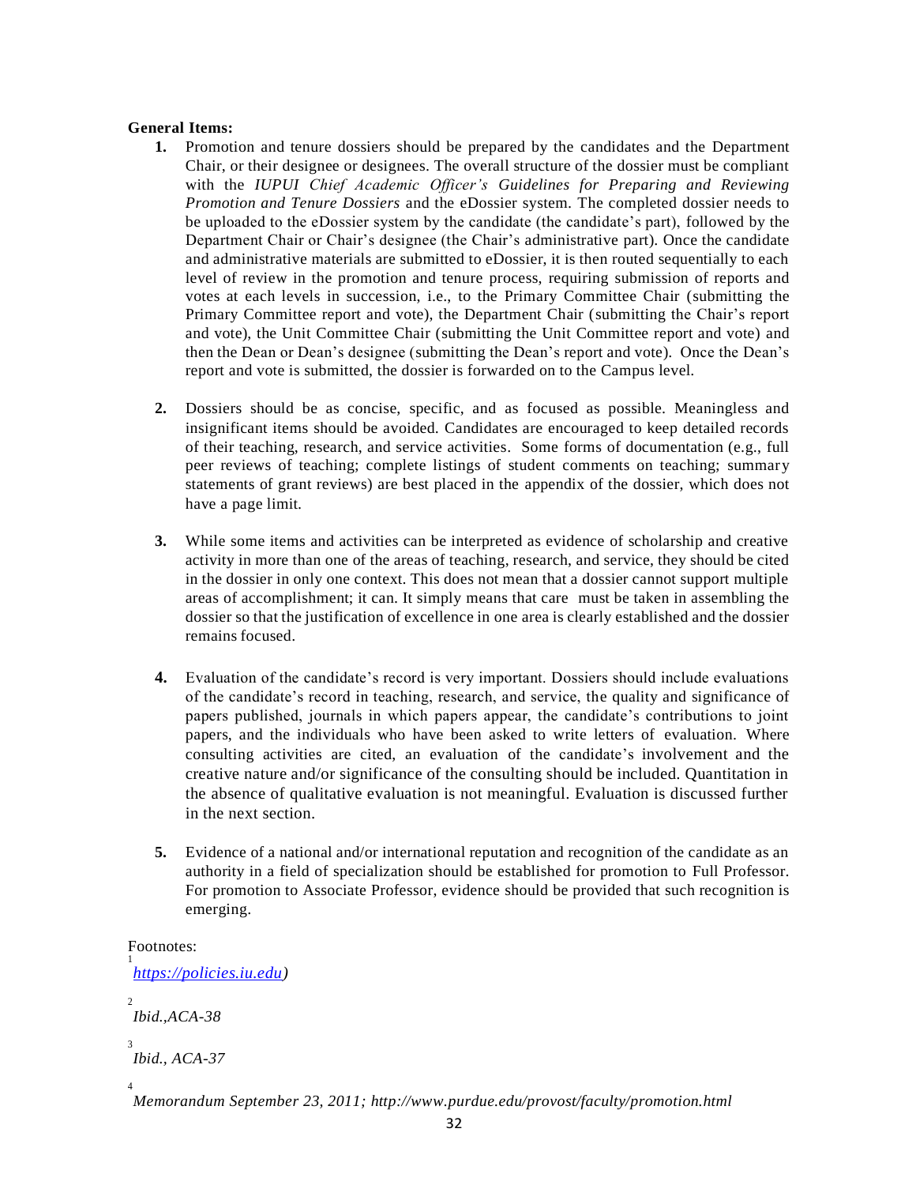**General Items:**

1. Promotion and tenure dossiers should be prepared by the candidates and the Department Chair, or their designee or designees. The overall structure of the dossier must be compliant with the *IUPUI Chief Academic Officer's Guidelines for Preparing and Reviewing Promotion and Tenure Dossiers* and the eDossier system. The completed dossier needs to be uploaded to the eDossier system by the candidate (the candidate's part), followed by the Department Chair or Chair's designee (the Chair's administrative part). Once the candidate and administrative materials are submitted to eDossier, it is then routed sequentially to each level of review in the promotion and tenure process, requiring submission of reports and votes at each levels in succession, i.e., to the Primary Committee Chair (submitting the Primary Committee report and vote), the Department Chair (submitting the Chair's report and vote), the Unit Committee Chair (submitting the Unit Committee report and vote) and then the Dean or Dean's designee (submitting the Dean's report and vote). Once the Dean's report and vote is submitted, the dossier is forwarded on to the Campus level.

2. Dossiers should be as concise, specific, and as focused as possible. Meaningless and insignificant items should be avoided. Candidates are encouraged to keep detailed records of their teaching, research, and service activities. Some forms of documentation (e.g., full peer reviews of teaching; complete listings of student comments on teaching; summary statements of grant reviews) are best placed in the appendix of the dossier, which does not have a page limit.

3. While some items and activities can be interpreted as evidence of scholarship and creative activity in more than one of the areas of teaching, research, and service, they should be cited in the dossier in only one context. This does not mean that a dossier cannot support multiple areas of accomplishment; it can. It simply means that care must be taken in assembling the dossier so that the justification of excellence in one area is clearly established and the dossier remains focused.

4. Evaluation of the candidate's record is very important. Dossiers should include evaluations of the candidate's record in teaching, research, and service, the quality and significance of papers published, journals in which papers appear, the candidate's contributions to joint papers, and the individuals who have been asked to write letters of evaluation. Where consulting activities are cited, an evaluation of the candidate's involvement and the creative nature and/or significance of the consulting should be included. Quantitation in the absence of qualitative evaluation is not meaningful. Evaluation is discussed further in the next section.

5. Evidence of a national and/or international reputation and recognition of the candidate as an authority in a field of specialization should be established for promotion to Full Professor. For promotion to Associate Professor, evidence should be provided that such recognition is emerging.

Footnotes:

[1] *https://policies.iu.edu)*

[2] *Ibid.,ACA-38*

[3] *Ibid., ACA-37*

[4] *Memorandum September 23, 2011; http://www.purdue.edu/provost/faculty/promotion.html*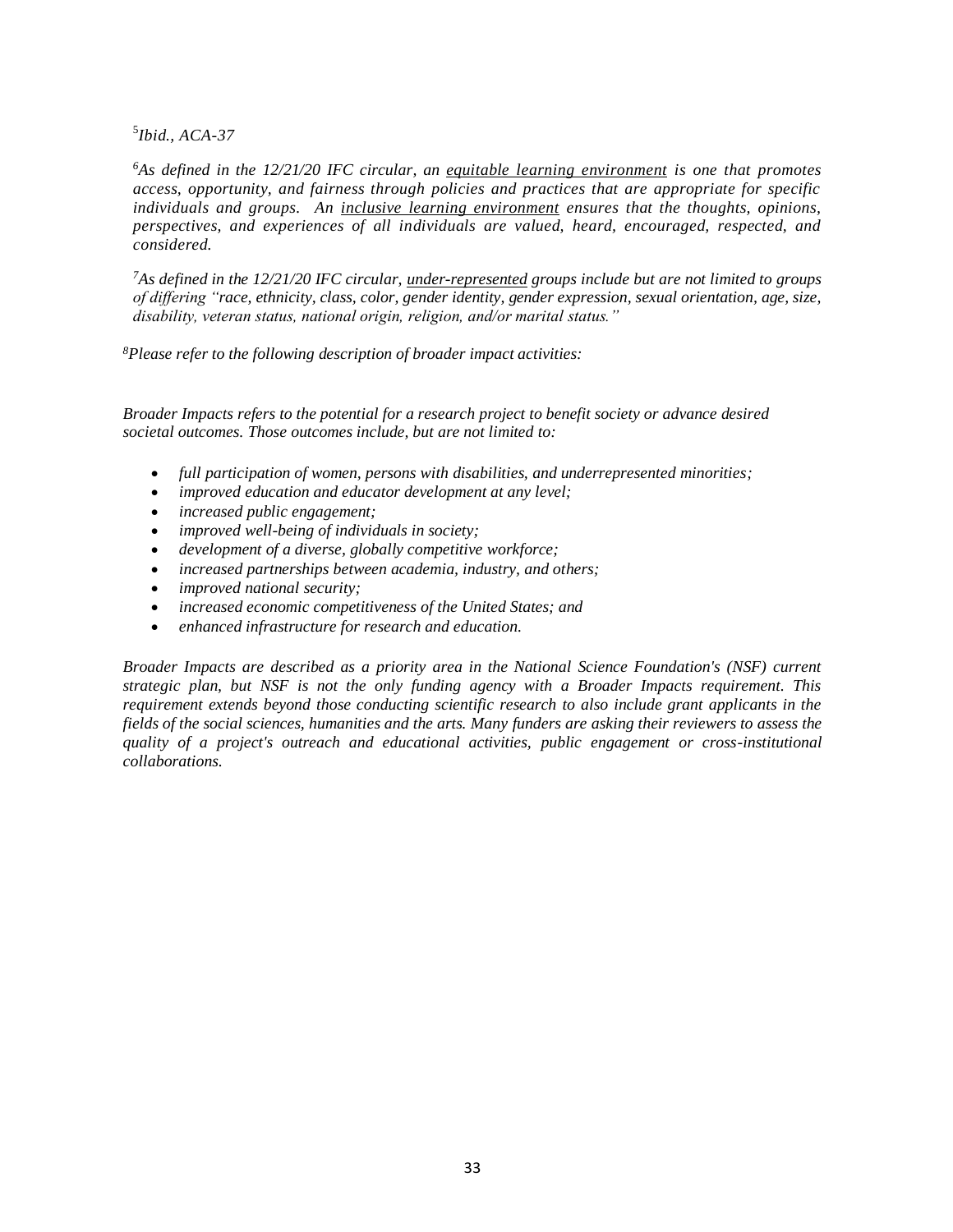[5]*Ibid., ACA-37*

[6]*As defined in the 12/21/20 IFC circular, an* *equitable learning environment* *is one that promotes access, opportunity, and fairness through policies and practices that are appropriate for specific individuals and groups. An* *inclusive learning environment* *ensures that the thoughts, opinions, perspectives, and experiences of all individuals are valued, heard, encouraged, respected, and considered.*

[7]*As defined in the 12/21/20 IFC circular,* *under-represented* *groups include but are not limited to groups of differing "race, ethnicity, class, color, gender identity, gender expression, sexual orientation, age, size, disability, veteran status, national origin, religion, and/or marital status."*

[8]*Please refer to the following description of broader impact activities:*

*Broader Impacts refers to the potential for a research project to benefit society or advance desired societal outcomes. Those outcomes include, but are not limited to:*

- *full participation of women, persons with disabilities, and underrepresented minorities;*
- *improved education and educator development at any level;*
- *increased public engagement;*
- *improved well-being of individuals in society;*
- *development of a diverse, globally competitive workforce;*
- *increased partnerships between academia, industry, and others;*
- *improved national security;*
- *increased economic competitiveness of the United States; and*
- *enhanced infrastructure for research and education.*

*Broader Impacts are described as a priority area in the National Science Foundation's (NSF) current strategic plan, but NSF is not the only funding agency with a Broader Impacts requirement. This requirement extends beyond those conducting scientific research to also include grant applicants in the fields of the social sciences, humanities and the arts. Many funders are asking their reviewers to assess the quality of a project's outreach and educational activities, public engagement or cross-institutional collaborations.*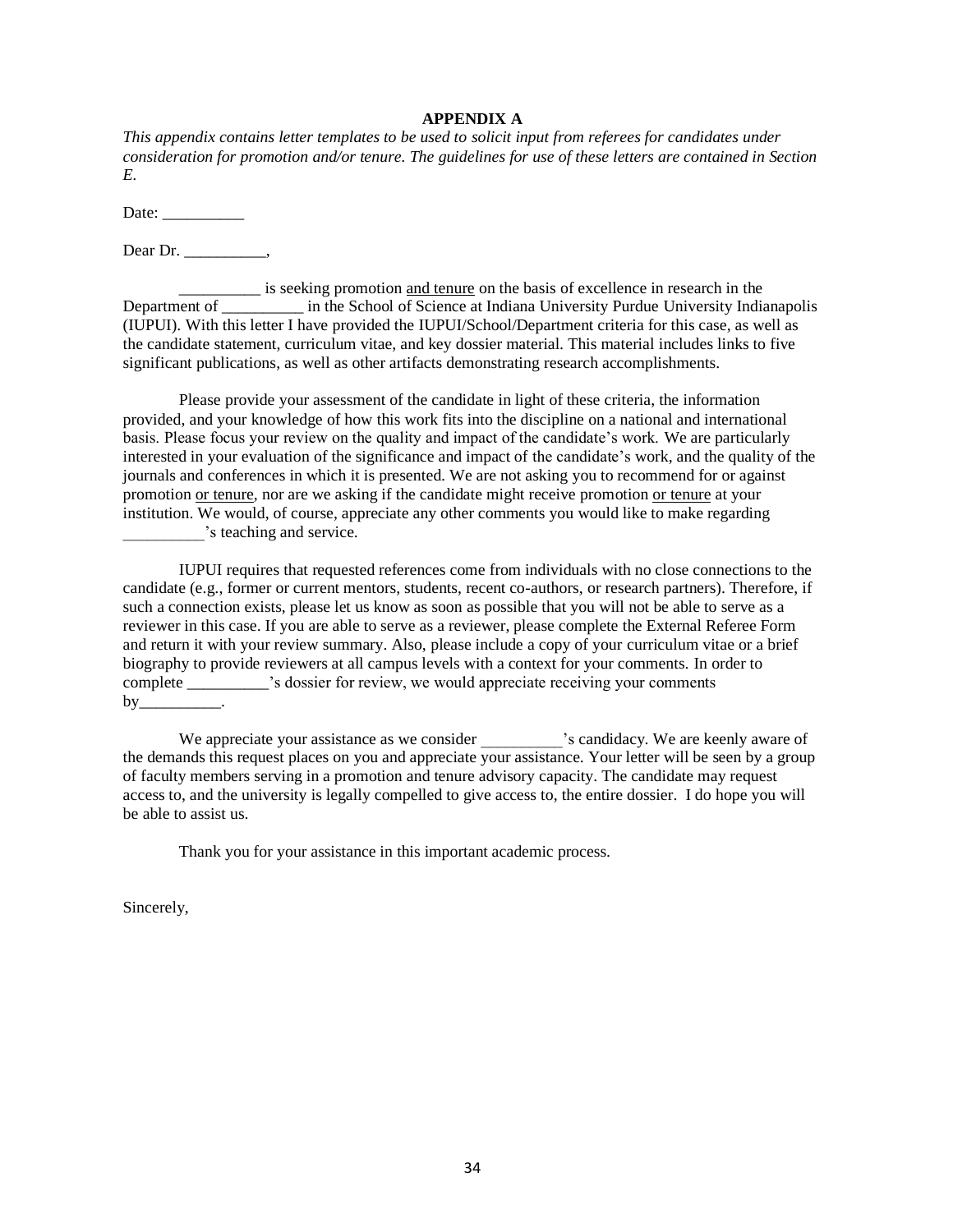**APPENDIX A**

*This appendix contains letter templates to be used to solicit input from referees for candidates under consideration for promotion and/or tenure. The guidelines for use of these letters are contained in Section E.*

Date: __________

Dear Dr. __________,

__________ is seeking promotion <u>and tenure</u> on the basis of excellence in research in the Department of __________ in the School of Science at Indiana University Purdue University Indianapolis (IUPUI). With this letter I have provided the IUPUI/School/Department criteria for this case, as well as the candidate statement, curriculum vitae, and key dossier material. This material includes links to five significant publications, as well as other artifacts demonstrating research accomplishments.

Please provide your assessment of the candidate in light of these criteria, the information provided, and your knowledge of how this work fits into the discipline on a national and international basis. Please focus your review on the quality and impact of the candidate's work. We are particularly interested in your evaluation of the significance and impact of the candidate's work, and the quality of the journals and conferences in which it is presented. We are not asking you to recommend for or against promotion <u>or tenure</u>, nor are we asking if the candidate might receive promotion <u>or tenure</u> at your institution. We would, of course, appreciate any other comments you would like to make regarding __________'s teaching and service.

IUPUI requires that requested references come from individuals with no close connections to the candidate (e.g., former or current mentors, students, recent co-authors, or research partners). Therefore, if such a connection exists, please let us know as soon as possible that you will not be able to serve as a reviewer in this case. If you are able to serve as a reviewer, please complete the External Referee Form and return it with your review summary. Also, please include a copy of your curriculum vitae or a brief biography to provide reviewers at all campus levels with a context for your comments. In order to complete __________'s dossier for review, we would appreciate receiving your comments by__________.

We appreciate your assistance as we consider __________'s candidacy. We are keenly aware of the demands this request places on you and appreciate your assistance. Your letter will be seen by a group of faculty members serving in a promotion and tenure advisory capacity. The candidate may request access to, and the university is legally compelled to give access to, the entire dossier. I do hope you will be able to assist us.

Thank you for your assistance in this important academic process.

Sincerely,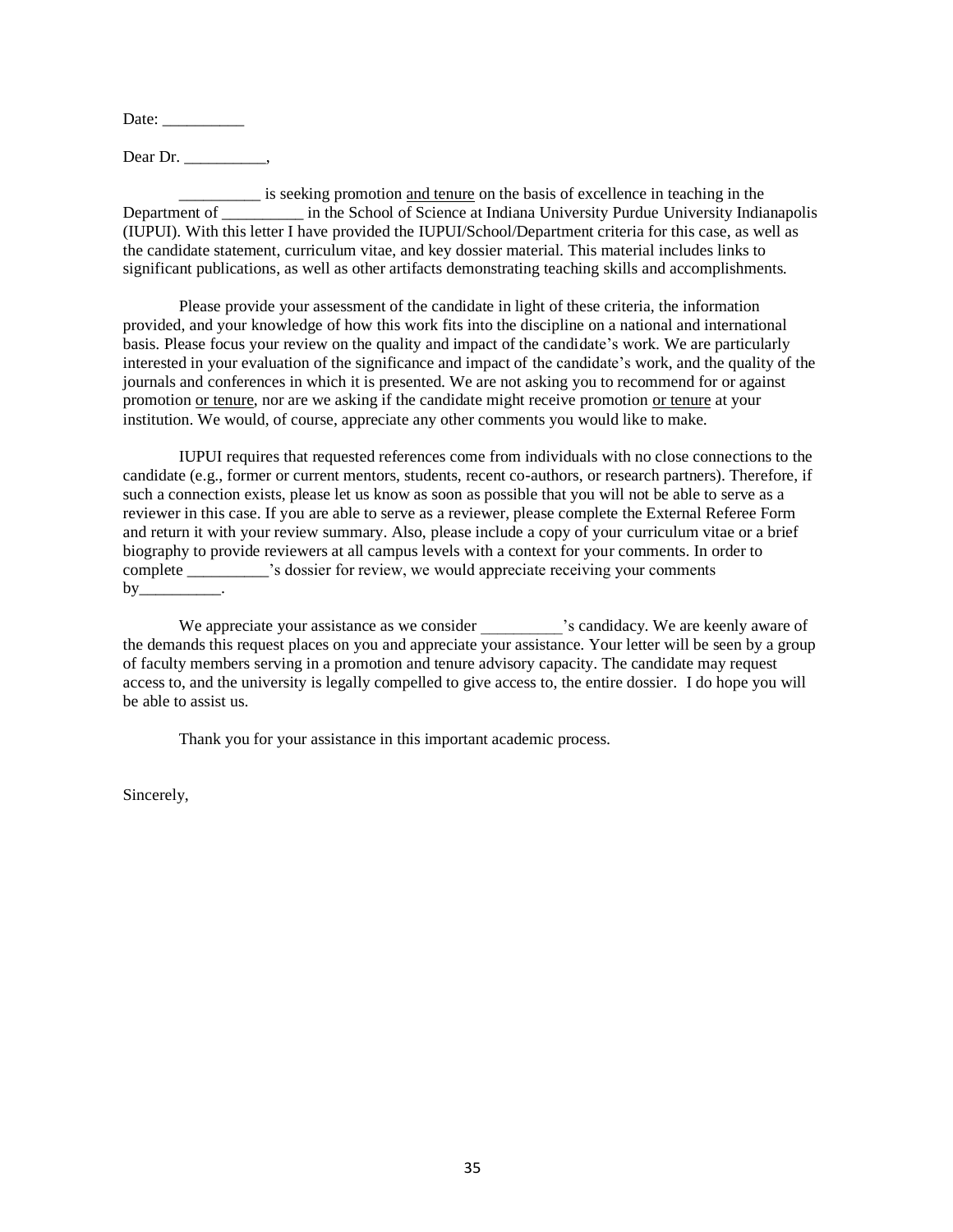Date: __________

Dear Dr. __________,

__________ is seeking promotion <u>and tenure</u> on the basis of excellence in teaching in the Department of __________ in the School of Science at Indiana University Purdue University Indianapolis (IUPUI). With this letter I have provided the IUPUI/School/Department criteria for this case, as well as the candidate statement, curriculum vitae, and key dossier material. This material includes links to significant publications, as well as other artifacts demonstrating teaching skills and accomplishments.

Please provide your assessment of the candidate in light of these criteria, the information provided, and your knowledge of how this work fits into the discipline on a national and international basis. Please focus your review on the quality and impact of the candidate's work. We are particularly interested in your evaluation of the significance and impact of the candidate's work, and the quality of the journals and conferences in which it is presented. We are not asking you to recommend for or against promotion <u>or tenure</u>, nor are we asking if the candidate might receive promotion <u>or tenure</u> at your institution. We would, of course, appreciate any other comments you would like to make.

IUPUI requires that requested references come from individuals with no close connections to the candidate (e.g., former or current mentors, students, recent co-authors, or research partners). Therefore, if such a connection exists, please let us know as soon as possible that you will not be able to serve as a reviewer in this case. If you are able to serve as a reviewer, please complete the External Referee Form and return it with your review summary. Also, please include a copy of your curriculum vitae or a brief biography to provide reviewers at all campus levels with a context for your comments. In order to complete __________'s dossier for review, we would appreciate receiving your comments by__________.

We appreciate your assistance as we consider __________'s candidacy. We are keenly aware of the demands this request places on you and appreciate your assistance. Your letter will be seen by a group of faculty members serving in a promotion and tenure advisory capacity. The candidate may request access to, and the university is legally compelled to give access to, the entire dossier. I do hope you will be able to assist us.

Thank you for your assistance in this important academic process.

Sincerely,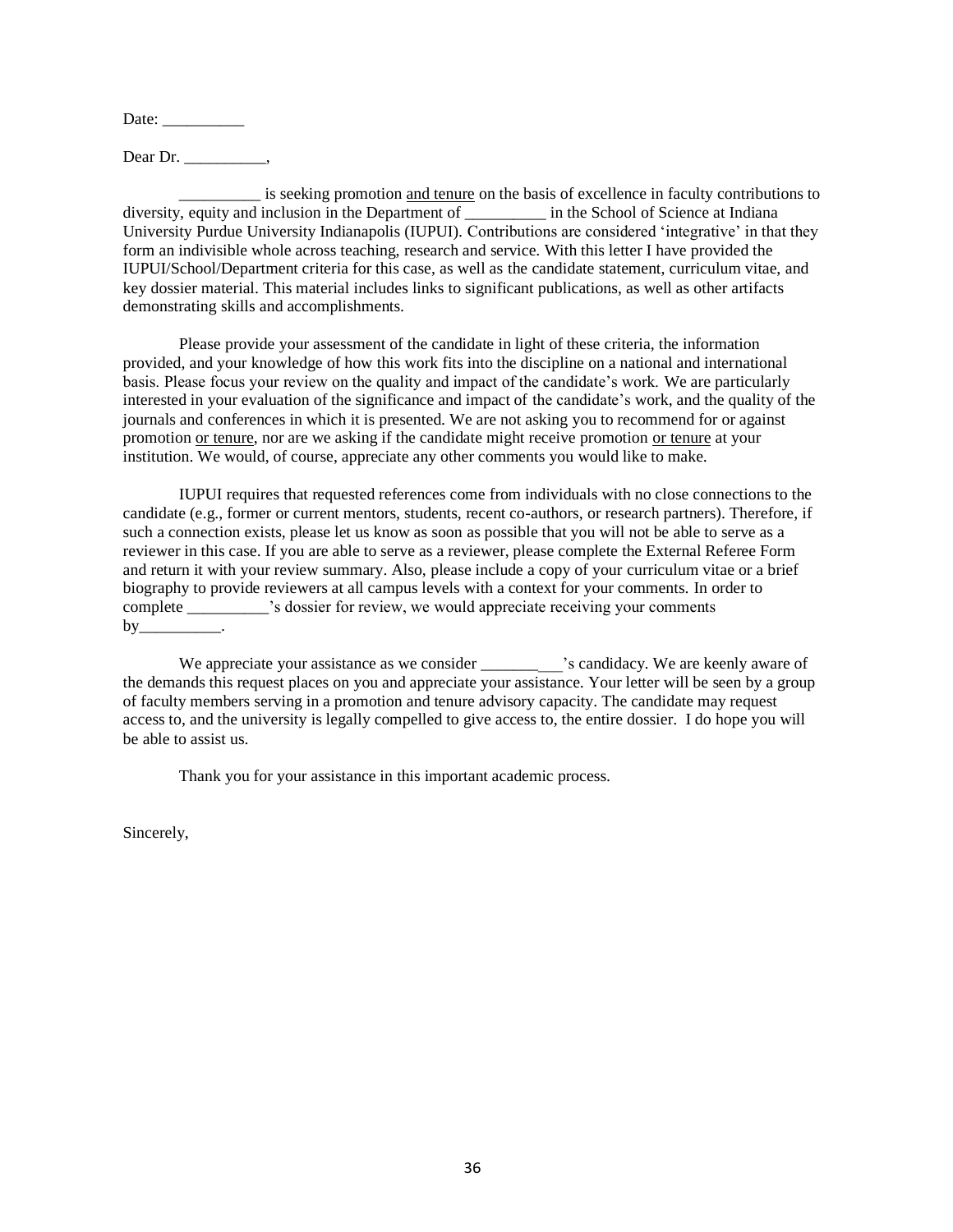Date: __________

Dear Dr. __________,

__________ is seeking promotion <u>and tenure</u> on the basis of excellence in faculty contributions to diversity, equity and inclusion in the Department of __________ in the School of Science at Indiana University Purdue University Indianapolis (IUPUI). Contributions are considered 'integrative' in that they form an indivisible whole across teaching, research and service. With this letter I have provided the IUPUI/School/Department criteria for this case, as well as the candidate statement, curriculum vitae, and key dossier material. This material includes links to significant publications, as well as other artifacts demonstrating skills and accomplishments.

Please provide your assessment of the candidate in light of these criteria, the information provided, and your knowledge of how this work fits into the discipline on a national and international basis. Please focus your review on the quality and impact of the candidate's work. We are particularly interested in your evaluation of the significance and impact of the candidate's work, and the quality of the journals and conferences in which it is presented. We are not asking you to recommend for or against promotion <u>or tenure</u>, nor are we asking if the candidate might receive promotion <u>or tenure</u> at your institution. We would, of course, appreciate any other comments you would like to make.

IUPUI requires that requested references come from individuals with no close connections to the candidate (e.g., former or current mentors, students, recent co-authors, or research partners). Therefore, if such a connection exists, please let us know as soon as possible that you will not be able to serve as a reviewer in this case. If you are able to serve as a reviewer, please complete the External Referee Form and return it with your review summary. Also, please include a copy of your curriculum vitae or a brief biography to provide reviewers at all campus levels with a context for your comments. In order to complete __________'s dossier for review, we would appreciate receiving your comments by__________.

We appreciate your assistance as we consider __________'s candidacy. We are keenly aware of the demands this request places on you and appreciate your assistance. Your letter will be seen by a group of faculty members serving in a promotion and tenure advisory capacity. The candidate may request access to, and the university is legally compelled to give access to, the entire dossier. I do hope you will be able to assist us.

Thank you for your assistance in this important academic process.

Sincerely,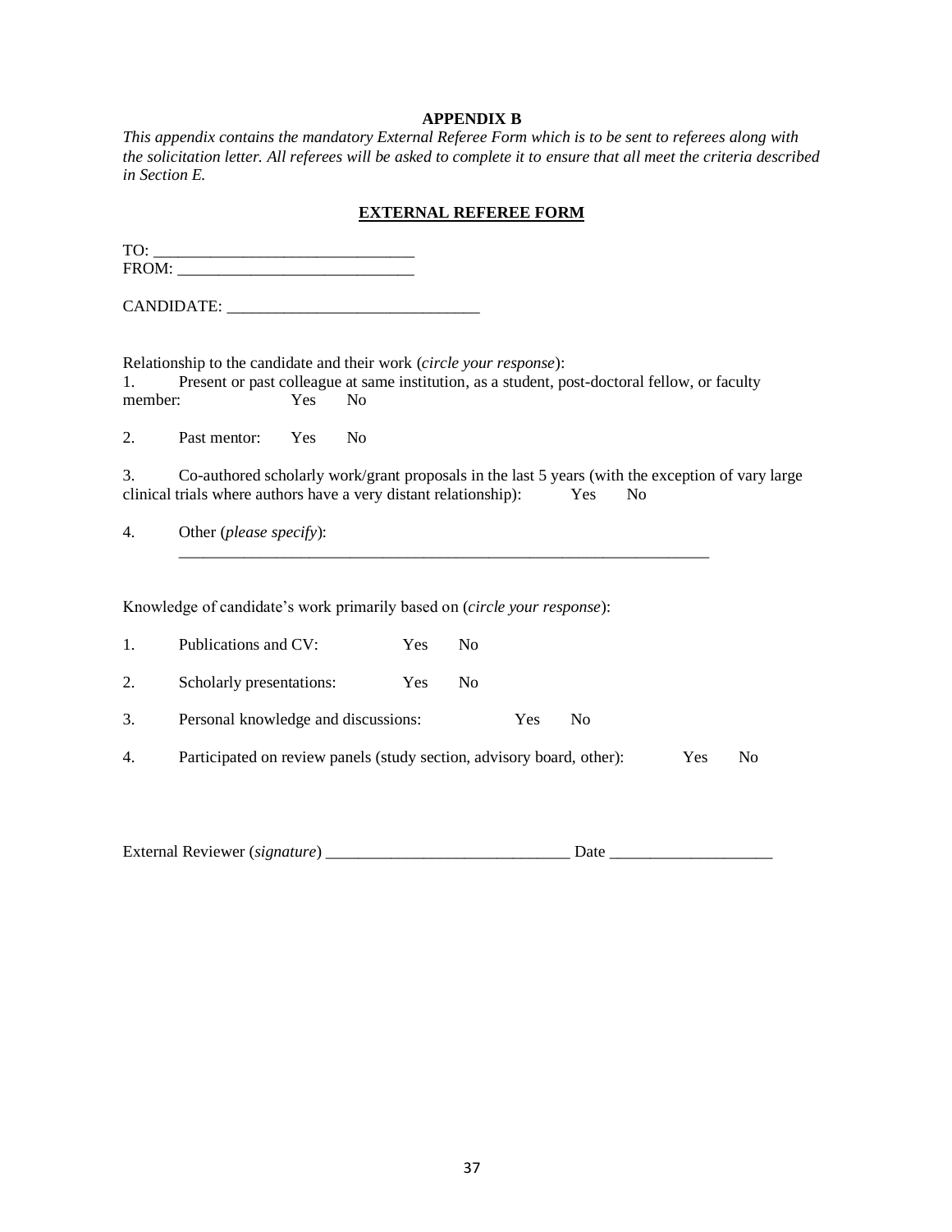## APPENDIX B

*This appendix contains the mandatory External Referee Form which is to be sent to referees along with the solicitation letter. All referees will be asked to complete it to ensure that all meet the criteria described in Section E.*

### EXTERNAL REFEREE FORM

TO: _______________________________

FROM: _____________________________

CANDIDATE: ______________________________

Relationship to the candidate and their work (*circle your response*):

1. Present or past colleague at same institution, as a student, post-doctoral fellow, or faculty member: Yes No

2. Past mentor: Yes No

3. Co-authored scholarly work/grant proposals in the last 5 years (with the exception of vary large clinical trials where authors have a very distant relationship): Yes No

4. Other (*please specify*): ________________________________________________________________

Knowledge of candidate's work primarily based on (*circle your response*):

1. Publications and CV: Yes No

2. Scholarly presentations: Yes No

3. Personal knowledge and discussions: Yes No

4. Participated on review panels (study section, advisory board, other): Yes No

External Reviewer (*signature*) _____________________________ Date ___________________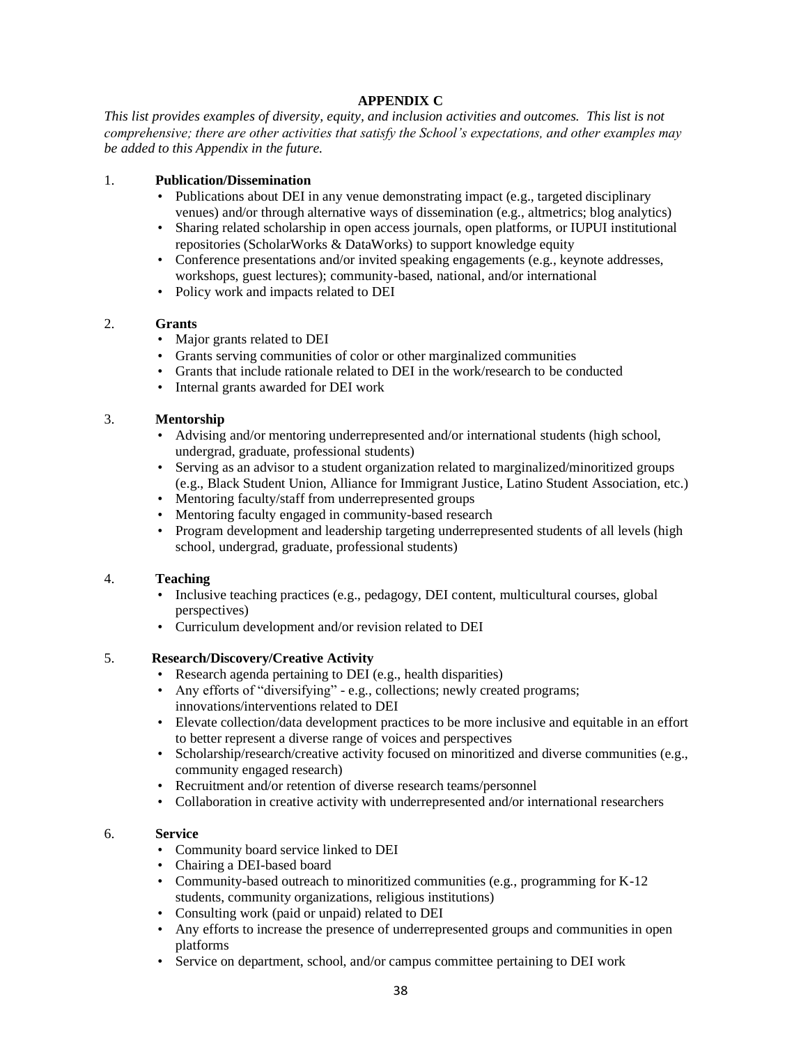# APPENDIX C

*This list provides examples of diversity, equity, and inclusion activities and outcomes. This list is not comprehensive; there are other activities that satisfy the School's expectations, and other examples may be added to this Appendix in the future.*

1. **Publication/Dissemination**
   - Publications about DEI in any venue demonstrating impact (e.g., targeted disciplinary venues) and/or through alternative ways of dissemination (e.g., altmetrics; blog analytics)
   - Sharing related scholarship in open access journals, open platforms, or IUPUI institutional repositories (ScholarWorks & DataWorks) to support knowledge equity
   - Conference presentations and/or invited speaking engagements (e.g., keynote addresses, workshops, guest lectures); community-based, national, and/or international
   - Policy work and impacts related to DEI

2. **Grants**
   - Major grants related to DEI
   - Grants serving communities of color or other marginalized communities
   - Grants that include rationale related to DEI in the work/research to be conducted
   - Internal grants awarded for DEI work

3. **Mentorship**
   - Advising and/or mentoring underrepresented and/or international students (high school, undergrad, graduate, professional students)
   - Serving as an advisor to a student organization related to marginalized/minoritized groups (e.g., Black Student Union, Alliance for Immigrant Justice, Latino Student Association, etc.)
   - Mentoring faculty/staff from underrepresented groups
   - Mentoring faculty engaged in community-based research
   - Program development and leadership targeting underrepresented students of all levels (high school, undergrad, graduate, professional students)

4. **Teaching**
   - Inclusive teaching practices (e.g., pedagogy, DEI content, multicultural courses, global perspectives)
   - Curriculum development and/or revision related to DEI

5. **Research/Discovery/Creative Activity**
   - Research agenda pertaining to DEI (e.g., health disparities)
   - Any efforts of "diversifying" - e.g., collections; newly created programs; innovations/interventions related to DEI
   - Elevate collection/data development practices to be more inclusive and equitable in an effort to better represent a diverse range of voices and perspectives
   - Scholarship/research/creative activity focused on minoritized and diverse communities (e.g., community engaged research)
   - Recruitment and/or retention of diverse research teams/personnel
   - Collaboration in creative activity with underrepresented and/or international researchers

6. **Service**
   - Community board service linked to DEI
   - Chairing a DEI-based board
   - Community-based outreach to minoritized communities (e.g., programming for K-12 students, community organizations, religious institutions)
   - Consulting work (paid or unpaid) related to DEI
   - Any efforts to increase the presence of underrepresented groups and communities in open platforms
   - Service on department, school, and/or campus committee pertaining to DEI work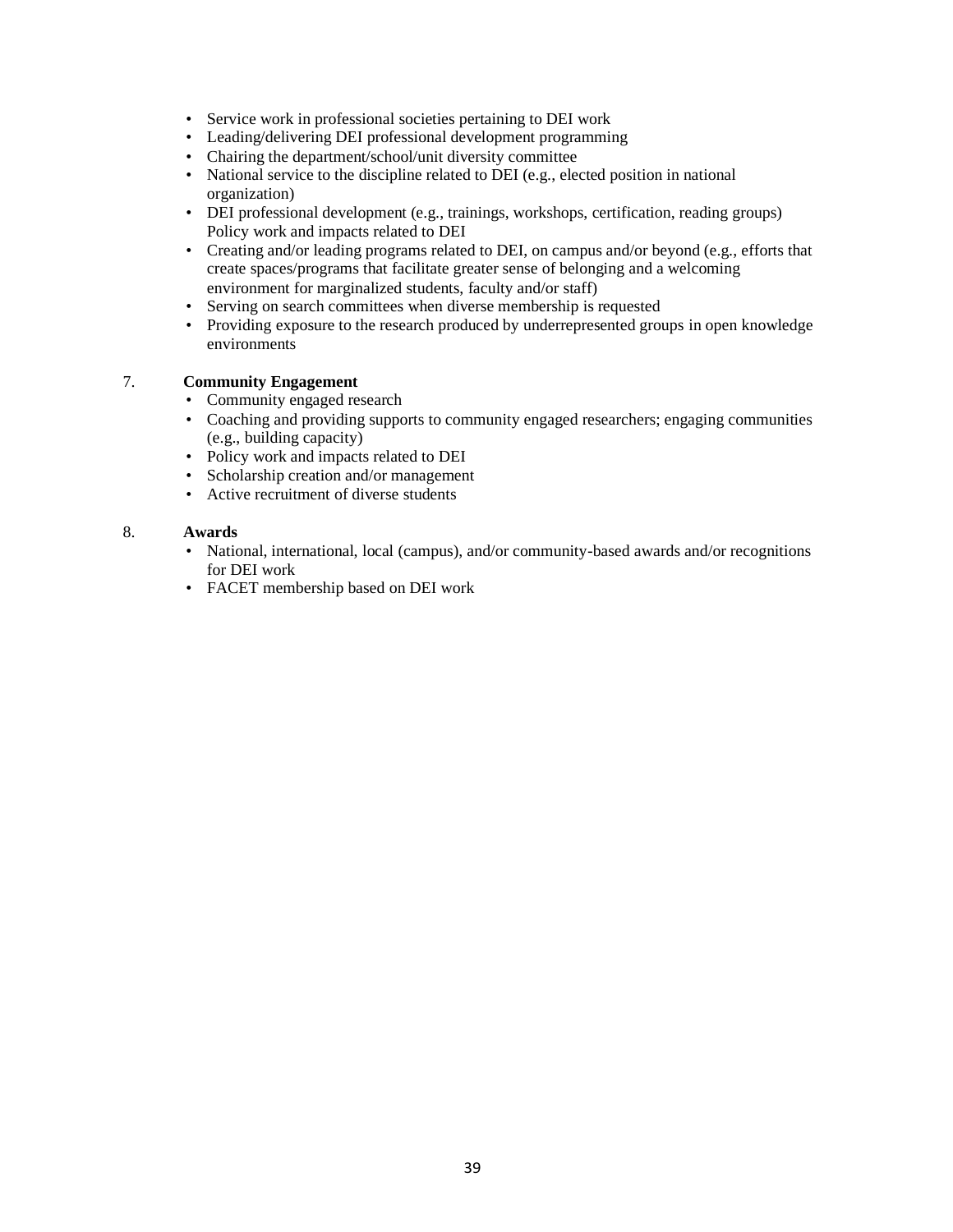- Service work in professional societies pertaining to DEI work
- Leading/delivering DEI professional development programming
- Chairing the department/school/unit diversity committee
- National service to the discipline related to DEI (e.g., elected position in national organization)
- DEI professional development (e.g., trainings, workshops, certification, reading groups) Policy work and impacts related to DEI
- Creating and/or leading programs related to DEI, on campus and/or beyond (e.g., efforts that create spaces/programs that facilitate greater sense of belonging and a welcoming environment for marginalized students, faculty and/or staff)
- Serving on search committees when diverse membership is requested
- Providing exposure to the research produced by underrepresented groups in open knowledge environments

7. **Community Engagement**
   - Community engaged research
   - Coaching and providing supports to community engaged researchers; engaging communities (e.g., building capacity)
   - Policy work and impacts related to DEI
   - Scholarship creation and/or management
   - Active recruitment of diverse students

8. **Awards**
   - National, international, local (campus), and/or community-based awards and/or recognitions for DEI work
   - FACET membership based on DEI work